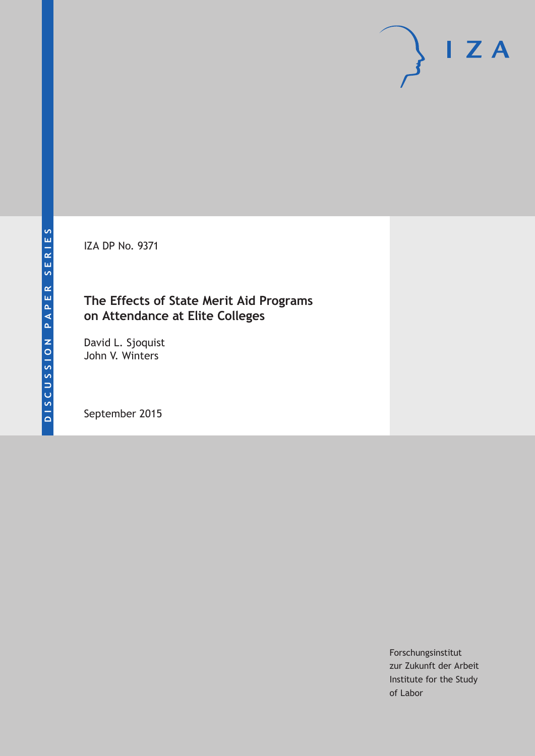DISCUSSION PAPER SERIES

IZA DP No. 9371

# The Effects of State Merit Aid Programs on Attendance at Elite Colleges

David L. Sjoquist
John V. Winters

September 2015

Forschungsinstitut
zur Zukunft der Arbeit
Institute for the Study
of Labor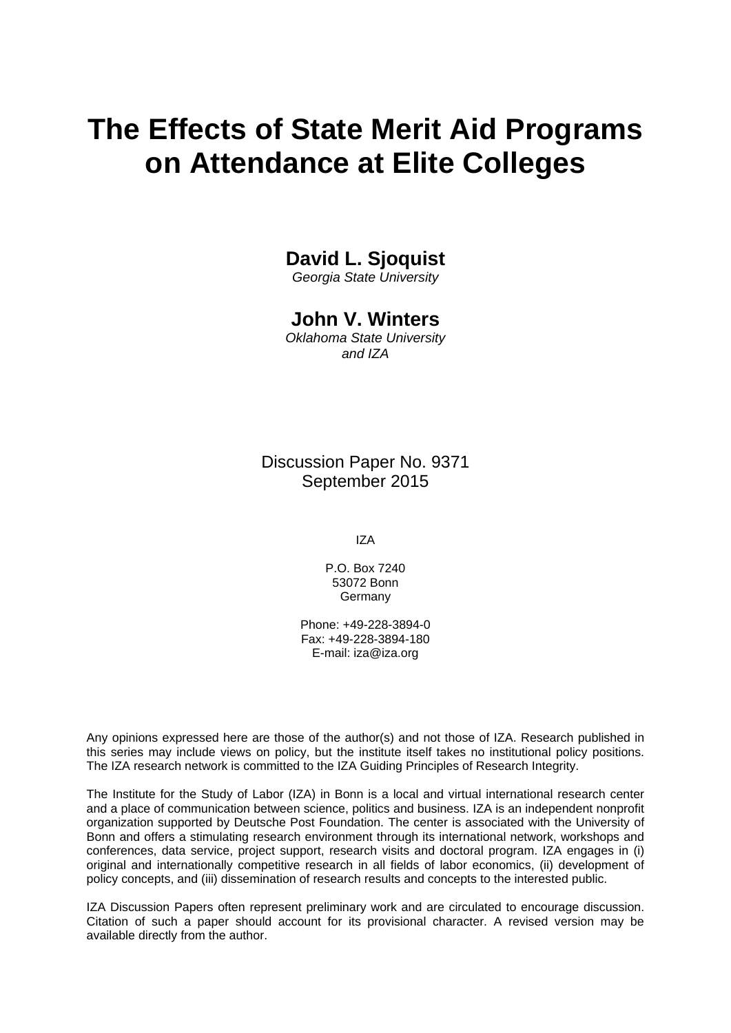# The Effects of State Merit Aid Programs on Attendance at Elite Colleges

**David L. Sjoquist**
*Georgia State University*

**John V. Winters**
*Oklahoma State University and IZA*

Discussion Paper No. 9371
September 2015

IZA

P.O. Box 7240
53072 Bonn
Germany

Phone: +49-228-3894-0
Fax: +49-228-3894-180
E-mail: iza@iza.org

Any opinions expressed here are those of the author(s) and not those of IZA. Research published in this series may include views on policy, but the institute itself takes no institutional policy positions. The IZA research network is committed to the IZA Guiding Principles of Research Integrity.

The Institute for the Study of Labor (IZA) in Bonn is a local and virtual international research center and a place of communication between science, politics and business. IZA is an independent nonprofit organization supported by Deutsche Post Foundation. The center is associated with the University of Bonn and offers a stimulating research environment through its international network, workshops and conferences, data service, project support, research visits and doctoral program. IZA engages in (i) original and internationally competitive research in all fields of labor economics, (ii) development of policy concepts, and (iii) dissemination of research results and concepts to the interested public.

IZA Discussion Papers often represent preliminary work and are circulated to encourage discussion. Citation of such a paper should account for its provisional character. A revised version may be available directly from the author.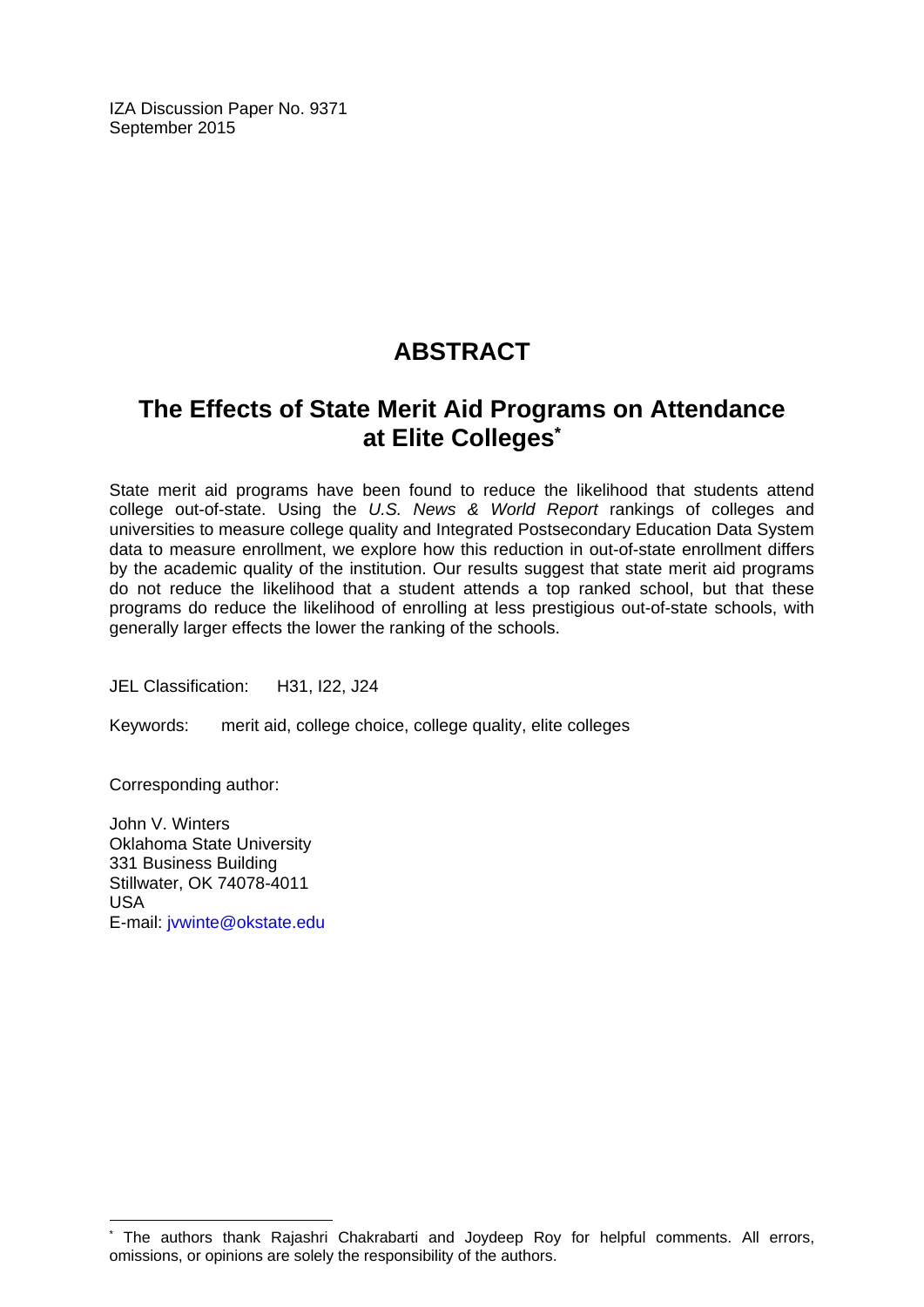IZA Discussion Paper No. 9371
September 2015

# ABSTRACT

## The Effects of State Merit Aid Programs on Attendance at Elite Colleges*

State merit aid programs have been found to reduce the likelihood that students attend college out-of-state. Using the *U.S. News & World Report* rankings of colleges and universities to measure college quality and Integrated Postsecondary Education Data System data to measure enrollment, we explore how this reduction in out-of-state enrollment differs by the academic quality of the institution. Our results suggest that state merit aid programs do not reduce the likelihood that a student attends a top ranked school, but that these programs do reduce the likelihood of enrolling at less prestigious out-of-state schools, with generally larger effects the lower the ranking of the schools.

JEL Classification: H31, I22, J24

Keywords: merit aid, college choice, college quality, elite colleges

Corresponding author:

John V. Winters
Oklahoma State University
331 Business Building
Stillwater, OK 74078-4011
USA
E-mail: jvwinte@okstate.edu

* The authors thank Rajashri Chakrabarti and Joydeep Roy for helpful comments. All errors, omissions, or opinions are solely the responsibility of the authors.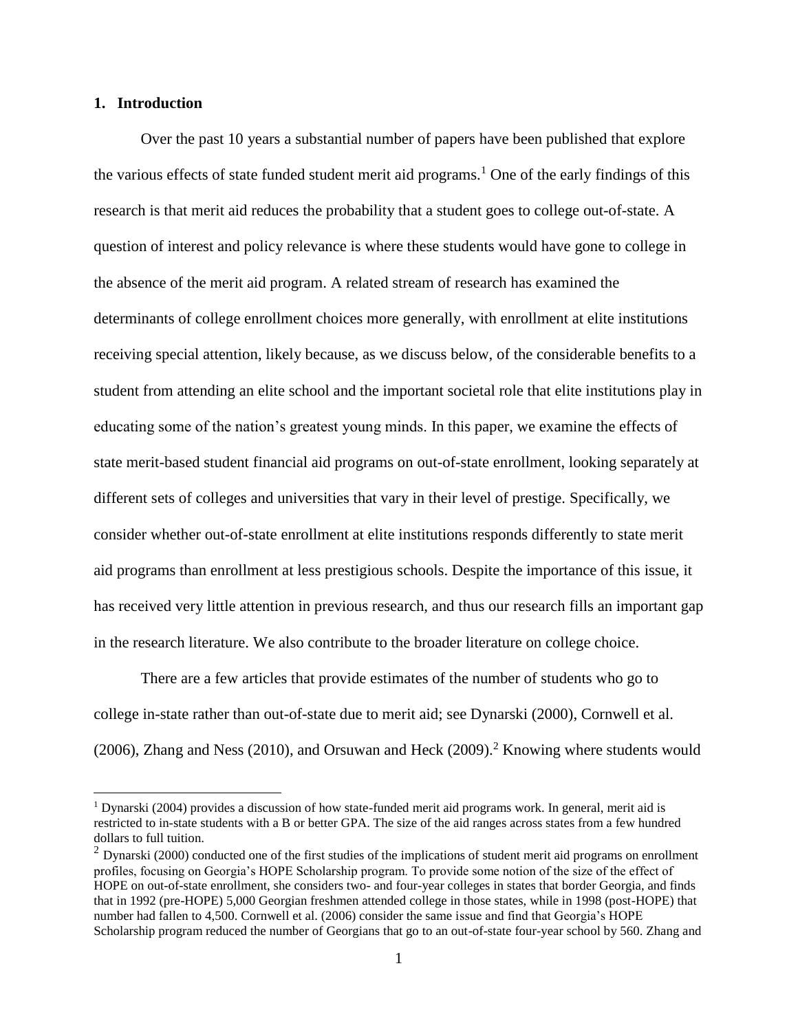## 1. Introduction

Over the past 10 years a substantial number of papers have been published that explore the various effects of state funded student merit aid programs.[1] One of the early findings of this research is that merit aid reduces the probability that a student goes to college out-of-state. A question of interest and policy relevance is where these students would have gone to college in the absence of the merit aid program. A related stream of research has examined the determinants of college enrollment choices more generally, with enrollment at elite institutions receiving special attention, likely because, as we discuss below, of the considerable benefits to a student from attending an elite school and the important societal role that elite institutions play in educating some of the nation's greatest young minds. In this paper, we examine the effects of state merit-based student financial aid programs on out-of-state enrollment, looking separately at different sets of colleges and universities that vary in their level of prestige. Specifically, we consider whether out-of-state enrollment at elite institutions responds differently to state merit aid programs than enrollment at less prestigious schools. Despite the importance of this issue, it has received very little attention in previous research, and thus our research fills an important gap in the research literature. We also contribute to the broader literature on college choice.

There are a few articles that provide estimates of the number of students who go to college in-state rather than out-of-state due to merit aid; see Dynarski (2000), Cornwell et al. (2006), Zhang and Ness (2010), and Orsuwan and Heck (2009).[2] Knowing where students would

[1] Dynarski (2004) provides a discussion of how state-funded merit aid programs work. In general, merit aid is restricted to in-state students with a B or better GPA. The size of the aid ranges across states from a few hundred dollars to full tuition.

[2] Dynarski (2000) conducted one of the first studies of the implications of student merit aid programs on enrollment profiles, focusing on Georgia's HOPE Scholarship program. To provide some notion of the size of the effect of HOPE on out-of-state enrollment, she considers two- and four-year colleges in states that border Georgia, and finds that in 1992 (pre-HOPE) 5,000 Georgian freshmen attended college in those states, while in 1998 (post-HOPE) that number had fallen to 4,500. Cornwell et al. (2006) consider the same issue and find that Georgia's HOPE Scholarship program reduced the number of Georgians that go to an out-of-state four-year school by 560. Zhang and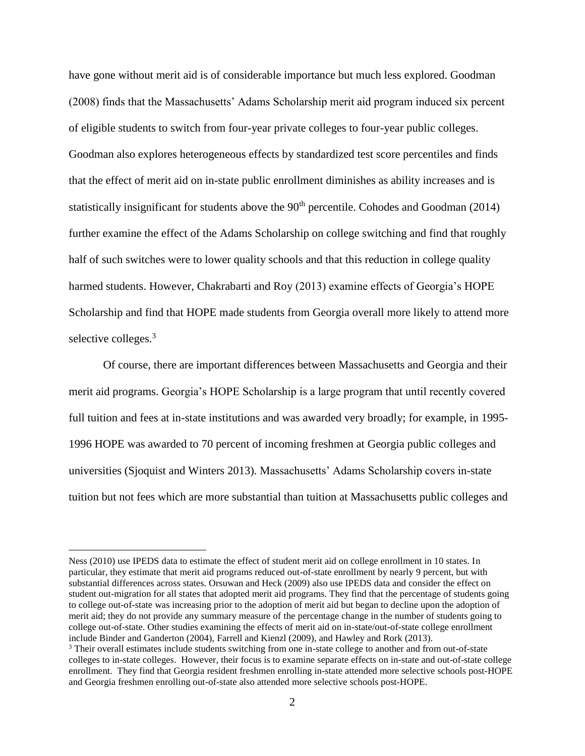have gone without merit aid is of considerable importance but much less explored. Goodman (2008) finds that the Massachusetts' Adams Scholarship merit aid program induced six percent of eligible students to switch from four-year private colleges to four-year public colleges. Goodman also explores heterogeneous effects by standardized test score percentiles and finds that the effect of merit aid on in-state public enrollment diminishes as ability increases and is statistically insignificant for students above the 90th percentile. Cohodes and Goodman (2014) further examine the effect of the Adams Scholarship on college switching and find that roughly half of such switches were to lower quality schools and that this reduction in college quality harmed students. However, Chakrabarti and Roy (2013) examine effects of Georgia's HOPE Scholarship and find that HOPE made students from Georgia overall more likely to attend more selective colleges.[3]

Of course, there are important differences between Massachusetts and Georgia and their merit aid programs. Georgia's HOPE Scholarship is a large program that until recently covered full tuition and fees at in-state institutions and was awarded very broadly; for example, in 1995-1996 HOPE was awarded to 70 percent of incoming freshmen at Georgia public colleges and universities (Sjoquist and Winters 2013). Massachusetts' Adams Scholarship covers in-state tuition but not fees which are more substantial than tuition at Massachusetts public colleges and

---

Ness (2010) use IPEDS data to estimate the effect of student merit aid on college enrollment in 10 states. In particular, they estimate that merit aid programs reduced out-of-state enrollment by nearly 9 percent, but with substantial differences across states. Orsuwan and Heck (2009) also use IPEDS data and consider the effect on student out-migration for all states that adopted merit aid programs. They find that the percentage of students going to college out-of-state was increasing prior to the adoption of merit aid but began to decline upon the adoption of merit aid; they do not provide any summary measure of the percentage change in the number of students going to college out-of-state. Other studies examining the effects of merit aid on in-state/out-of-state college enrollment include Binder and Ganderton (2004), Farrell and Kienzl (2009), and Hawley and Rork (2013).

[3] Their overall estimates include students switching from one in-state college to another and from out-of-state colleges to in-state colleges. However, their focus is to examine separate effects on in-state and out-of-state college enrollment. They find that Georgia resident freshmen enrolling in-state attended more selective schools post-HOPE and Georgia freshmen enrolling out-of-state also attended more selective schools post-HOPE.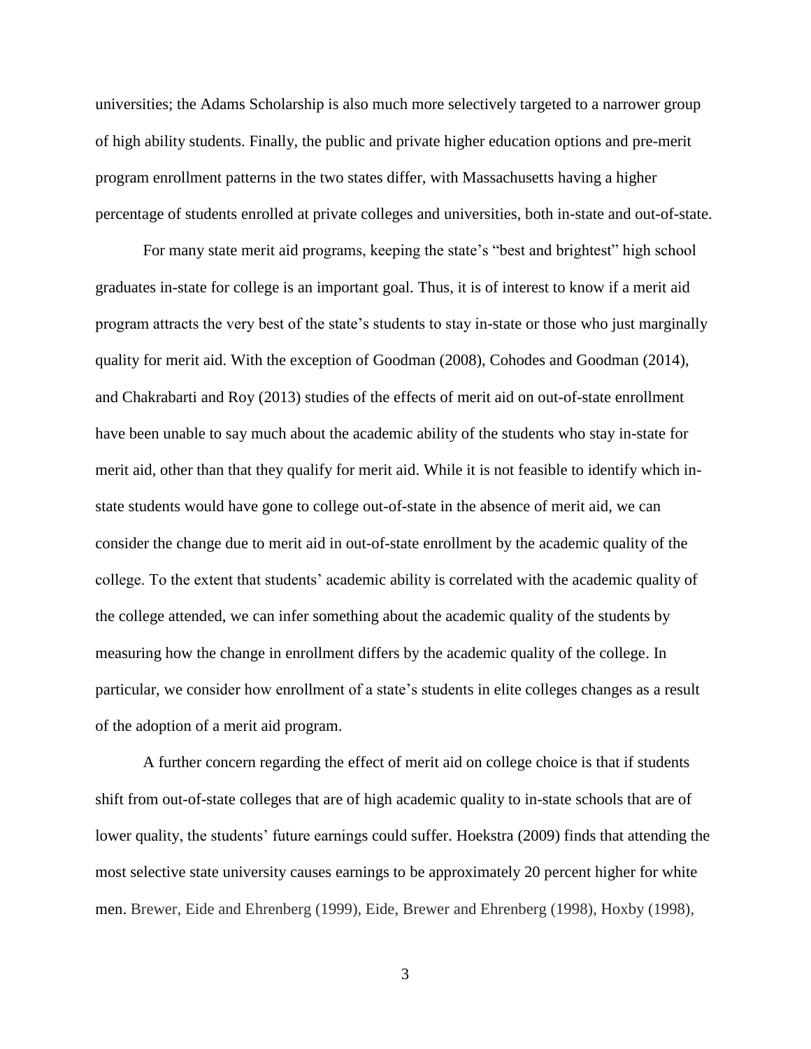universities; the Adams Scholarship is also much more selectively targeted to a narrower group of high ability students. Finally, the public and private higher education options and pre-merit program enrollment patterns in the two states differ, with Massachusetts having a higher percentage of students enrolled at private colleges and universities, both in-state and out-of-state.

For many state merit aid programs, keeping the state's "best and brightest" high school graduates in-state for college is an important goal. Thus, it is of interest to know if a merit aid program attracts the very best of the state's students to stay in-state or those who just marginally quality for merit aid. With the exception of Goodman (2008), Cohodes and Goodman (2014), and Chakrabarti and Roy (2013) studies of the effects of merit aid on out-of-state enrollment have been unable to say much about the academic ability of the students who stay in-state for merit aid, other than that they qualify for merit aid. While it is not feasible to identify which in-state students would have gone to college out-of-state in the absence of merit aid, we can consider the change due to merit aid in out-of-state enrollment by the academic quality of the college. To the extent that students' academic ability is correlated with the academic quality of the college attended, we can infer something about the academic quality of the students by measuring how the change in enrollment differs by the academic quality of the college. In particular, we consider how enrollment of a state's students in elite colleges changes as a result of the adoption of a merit aid program.

A further concern regarding the effect of merit aid on college choice is that if students shift from out-of-state colleges that are of high academic quality to in-state schools that are of lower quality, the students' future earnings could suffer. Hoekstra (2009) finds that attending the most selective state university causes earnings to be approximately 20 percent higher for white men. Brewer, Eide and Ehrenberg (1999), Eide, Brewer and Ehrenberg (1998), Hoxby (1998),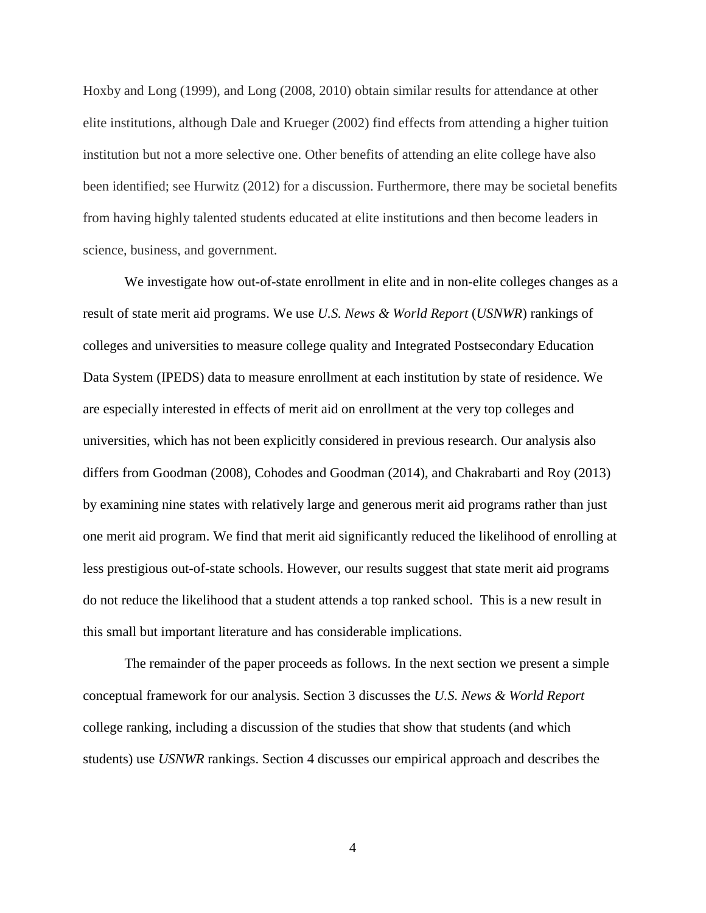Hoxby and Long (1999), and Long (2008, 2010) obtain similar results for attendance at other elite institutions, although Dale and Krueger (2002) find effects from attending a higher tuition institution but not a more selective one. Other benefits of attending an elite college have also been identified; see Hurwitz (2012) for a discussion. Furthermore, there may be societal benefits from having highly talented students educated at elite institutions and then become leaders in science, business, and government.

We investigate how out-of-state enrollment in elite and in non-elite colleges changes as a result of state merit aid programs. We use *U.S. News & World Report* (*USNWR*) rankings of colleges and universities to measure college quality and Integrated Postsecondary Education Data System (IPEDS) data to measure enrollment at each institution by state of residence. We are especially interested in effects of merit aid on enrollment at the very top colleges and universities, which has not been explicitly considered in previous research. Our analysis also differs from Goodman (2008), Cohodes and Goodman (2014), and Chakrabarti and Roy (2013) by examining nine states with relatively large and generous merit aid programs rather than just one merit aid program. We find that merit aid significantly reduced the likelihood of enrolling at less prestigious out-of-state schools. However, our results suggest that state merit aid programs do not reduce the likelihood that a student attends a top ranked school. This is a new result in this small but important literature and has considerable implications.

The remainder of the paper proceeds as follows. In the next section we present a simple conceptual framework for our analysis. Section 3 discusses the *U.S. News & World Report* college ranking, including a discussion of the studies that show that students (and which students) use *USNWR* rankings. Section 4 discusses our empirical approach and describes the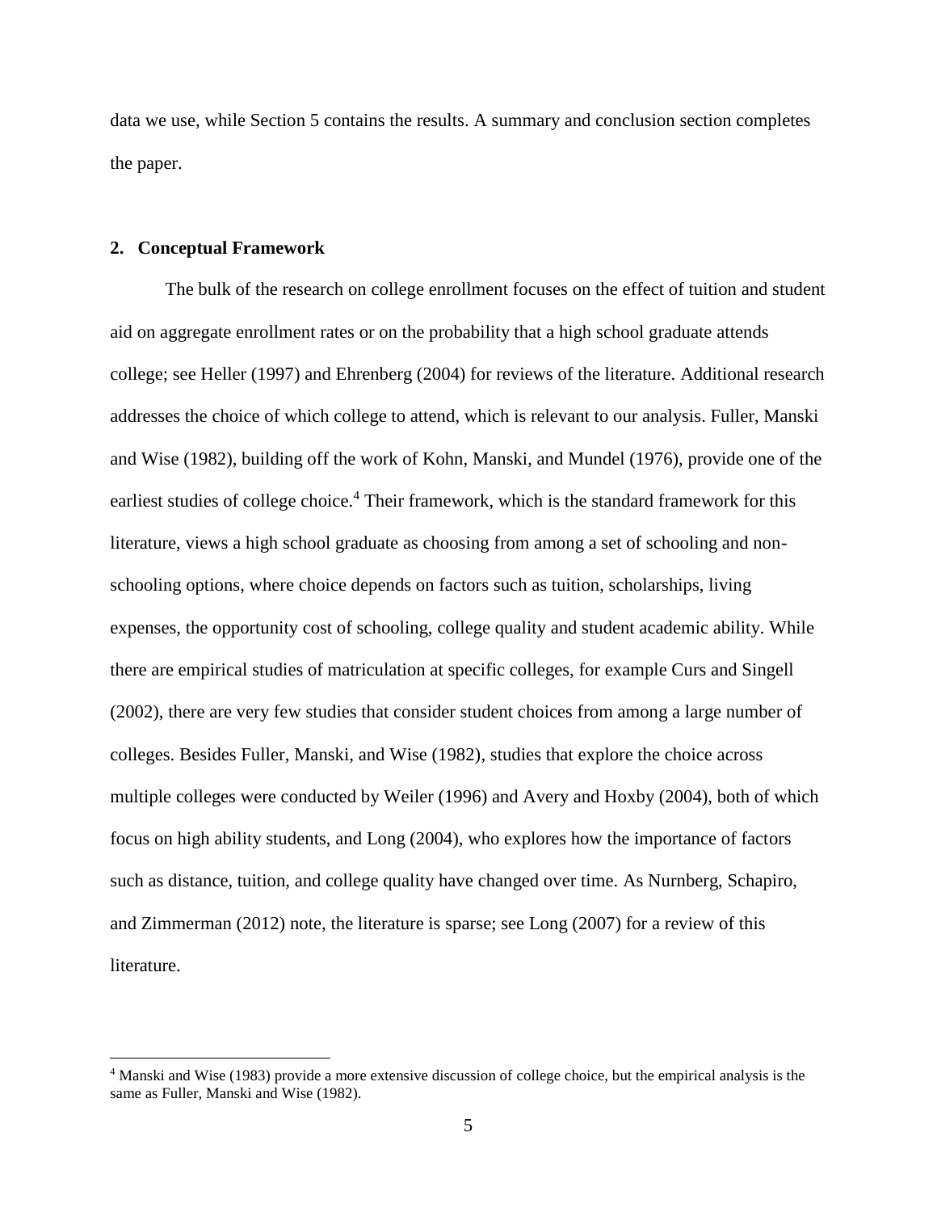data we use, while Section 5 contains the results. A summary and conclusion section completes the paper.

## 2. Conceptual Framework

The bulk of the research on college enrollment focuses on the effect of tuition and student aid on aggregate enrollment rates or on the probability that a high school graduate attends college; see Heller (1997) and Ehrenberg (2004) for reviews of the literature. Additional research addresses the choice of which college to attend, which is relevant to our analysis. Fuller, Manski and Wise (1982), building off the work of Kohn, Manski, and Mundel (1976), provide one of the earliest studies of college choice.[4] Their framework, which is the standard framework for this literature, views a high school graduate as choosing from among a set of schooling and non-schooling options, where choice depends on factors such as tuition, scholarships, living expenses, the opportunity cost of schooling, college quality and student academic ability. While there are empirical studies of matriculation at specific colleges, for example Curs and Singell (2002), there are very few studies that consider student choices from among a large number of colleges. Besides Fuller, Manski, and Wise (1982), studies that explore the choice across multiple colleges were conducted by Weiler (1996) and Avery and Hoxby (2004), both of which focus on high ability students, and Long (2004), who explores how the importance of factors such as distance, tuition, and college quality have changed over time. As Nurnberg, Schapiro, and Zimmerman (2012) note, the literature is sparse; see Long (2007) for a review of this literature.

[4] Manski and Wise (1983) provide a more extensive discussion of college choice, but the empirical analysis is the same as Fuller, Manski and Wise (1982).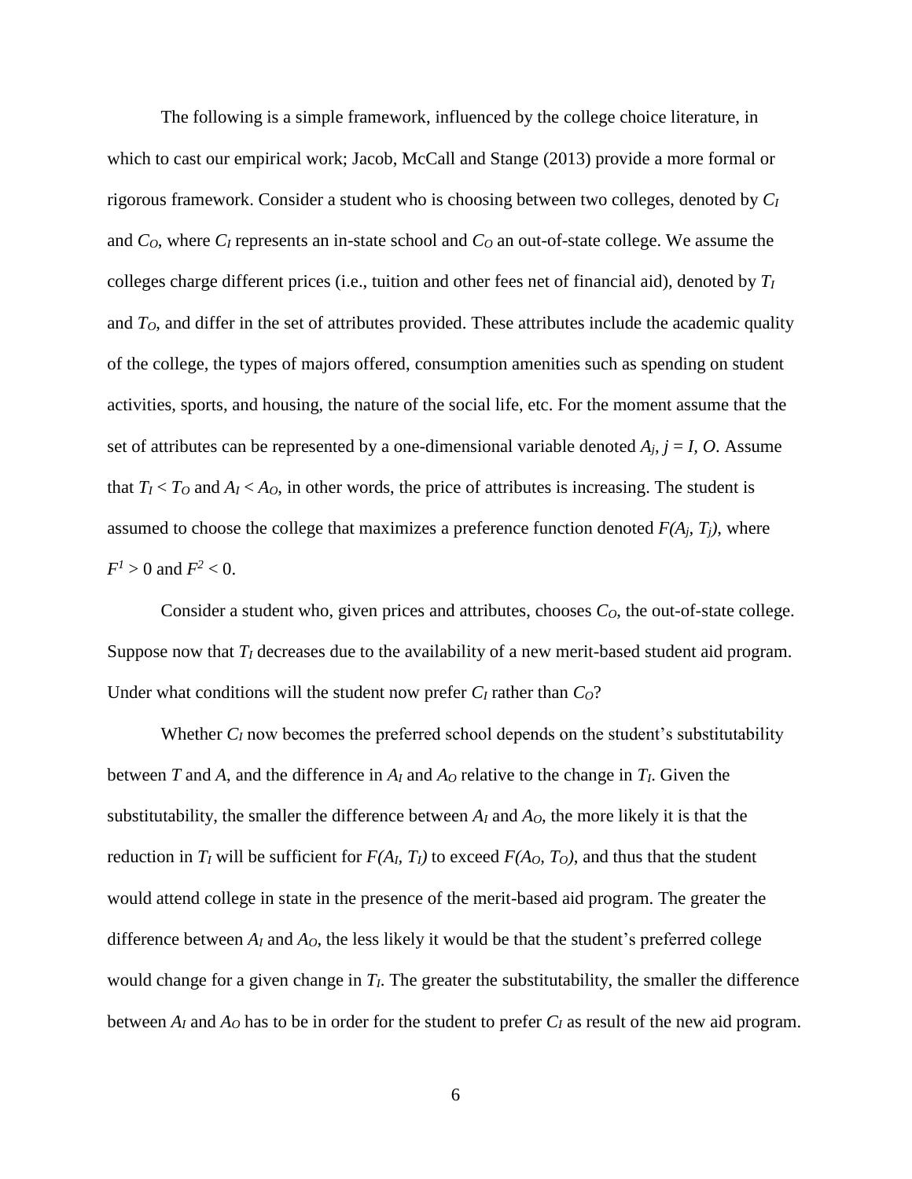The following is a simple framework, influenced by the college choice literature, in which to cast our empirical work; Jacob, McCall and Stange (2013) provide a more formal or rigorous framework. Consider a student who is choosing between two colleges, denoted by $C_I$ and $C_O$, where $C_I$ represents an in-state school and $C_O$ an out-of-state college. We assume the colleges charge different prices (i.e., tuition and other fees net of financial aid), denoted by $T_I$ and $T_O$, and differ in the set of attributes provided. These attributes include the academic quality of the college, the types of majors offered, consumption amenities such as spending on student activities, sports, and housing, the nature of the social life, etc. For the moment assume that the set of attributes can be represented by a one-dimensional variable denoted $A_j$, $j = I, O$. Assume that $T_I < T_O$ and $A_I < A_O$, in other words, the price of attributes is increasing. The student is assumed to choose the college that maximizes a preference function denoted $F(A_j, T_j)$, where $F^1 > 0$ and $F^2 < 0$.

Consider a student who, given prices and attributes, chooses $C_O$, the out-of-state college. Suppose now that $T_I$ decreases due to the availability of a new merit-based student aid program. Under what conditions will the student now prefer $C_I$ rather than $C_O$?

Whether $C_I$ now becomes the preferred school depends on the student's substitutability between $T$ and $A$, and the difference in $A_I$ and $A_O$ relative to the change in $T_I$. Given the substitutability, the smaller the difference between $A_I$ and $A_O$, the more likely it is that the reduction in $T_I$ will be sufficient for $F(A_I, T_I)$ to exceed $F(A_O, T_O)$, and thus that the student would attend college in state in the presence of the merit-based aid program. The greater the difference between $A_I$ and $A_O$, the less likely it would be that the student's preferred college would change for a given change in $T_I$. The greater the substitutability, the smaller the difference between $A_I$ and $A_O$ has to be in order for the student to prefer $C_I$ as result of the new aid program.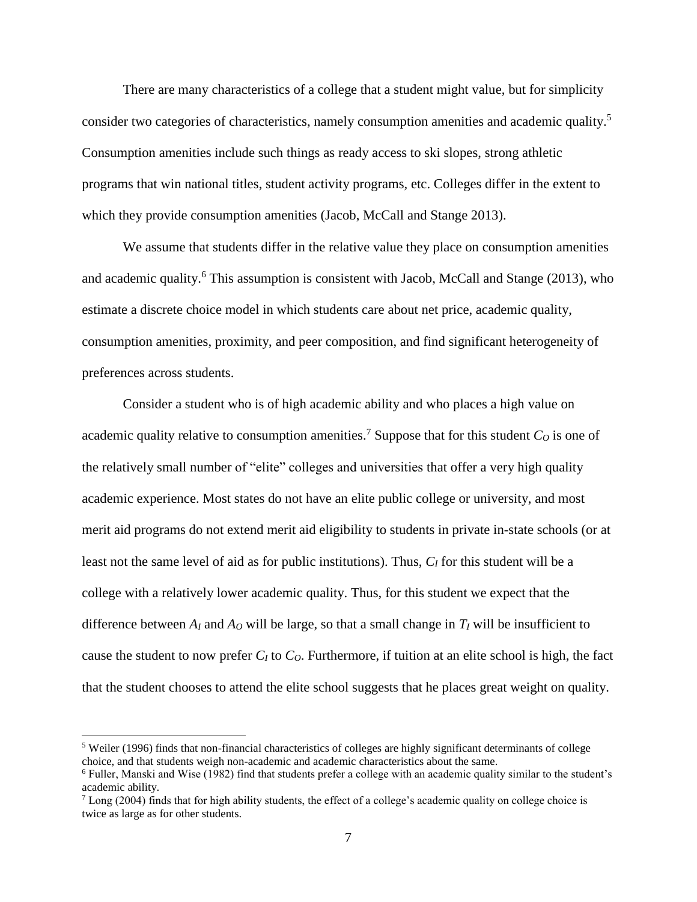There are many characteristics of a college that a student might value, but for simplicity consider two categories of characteristics, namely consumption amenities and academic quality.[5] Consumption amenities include such things as ready access to ski slopes, strong athletic programs that win national titles, student activity programs, etc. Colleges differ in the extent to which they provide consumption amenities (Jacob, McCall and Stange 2013).

We assume that students differ in the relative value they place on consumption amenities and academic quality.[6] This assumption is consistent with Jacob, McCall and Stange (2013), who estimate a discrete choice model in which students care about net price, academic quality, consumption amenities, proximity, and peer composition, and find significant heterogeneity of preferences across students.

Consider a student who is of high academic ability and who places a high value on academic quality relative to consumption amenities.[7] Suppose that for this student $C_O$ is one of the relatively small number of "elite" colleges and universities that offer a very high quality academic experience. Most states do not have an elite public college or university, and most merit aid programs do not extend merit aid eligibility to students in private in-state schools (or at least not the same level of aid as for public institutions). Thus, $C_I$ for this student will be a college with a relatively lower academic quality. Thus, for this student we expect that the difference between $A_I$ and $A_O$ will be large, so that a small change in $T_I$ will be insufficient to cause the student to now prefer $C_I$ to $C_O$. Furthermore, if tuition at an elite school is high, the fact that the student chooses to attend the elite school suggests that he places great weight on quality.

---

[5] Weiler (1996) finds that non-financial characteristics of colleges are highly significant determinants of college choice, and that students weigh non-academic and academic characteristics about the same.

[6] Fuller, Manski and Wise (1982) find that students prefer a college with an academic quality similar to the student's academic ability.

[7] Long (2004) finds that for high ability students, the effect of a college's academic quality on college choice is twice as large as for other students.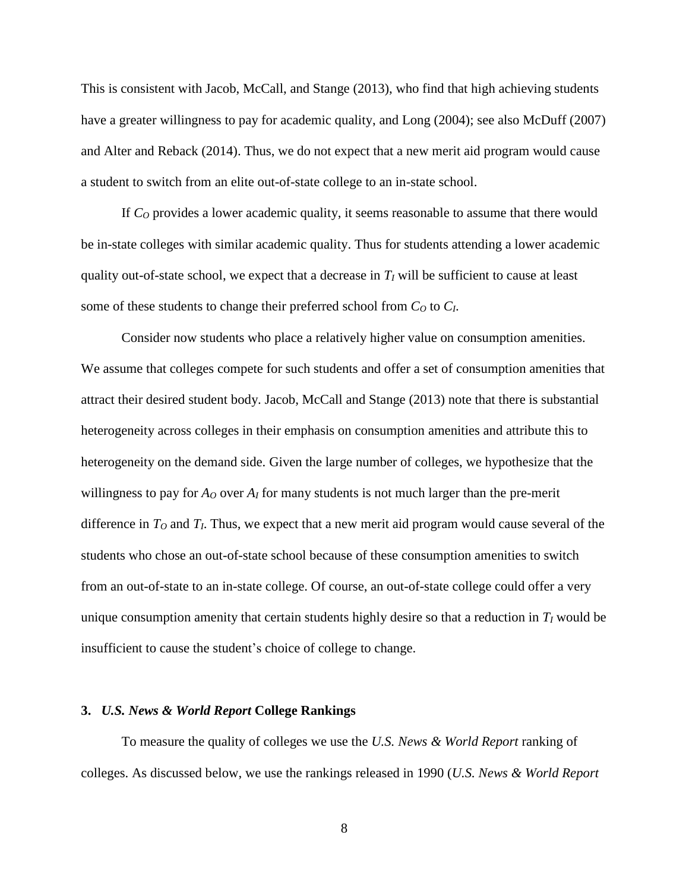This is consistent with Jacob, McCall, and Stange (2013), who find that high achieving students have a greater willingness to pay for academic quality, and Long (2004); see also McDuff (2007) and Alter and Reback (2014). Thus, we do not expect that a new merit aid program would cause a student to switch from an elite out-of-state college to an in-state school.

If $C_O$ provides a lower academic quality, it seems reasonable to assume that there would be in-state colleges with similar academic quality. Thus for students attending a lower academic quality out-of-state school, we expect that a decrease in $T_I$ will be sufficient to cause at least some of these students to change their preferred school from $C_O$ to $C_I$.

Consider now students who place a relatively higher value on consumption amenities. We assume that colleges compete for such students and offer a set of consumption amenities that attract their desired student body. Jacob, McCall and Stange (2013) note that there is substantial heterogeneity across colleges in their emphasis on consumption amenities and attribute this to heterogeneity on the demand side. Given the large number of colleges, we hypothesize that the willingness to pay for $A_O$ over $A_I$ for many students is not much larger than the pre-merit difference in $T_O$ and $T_I$. Thus, we expect that a new merit aid program would cause several of the students who chose an out-of-state school because of these consumption amenities to switch from an out-of-state to an in-state college. Of course, an out-of-state college could offer a very unique consumption amenity that certain students highly desire so that a reduction in $T_I$ would be insufficient to cause the student's choice of college to change.

## 3. *U.S. News & World Report* College Rankings

To measure the quality of colleges we use the *U.S. News & World Report* ranking of colleges. As discussed below, we use the rankings released in 1990 (*U.S. News & World Report*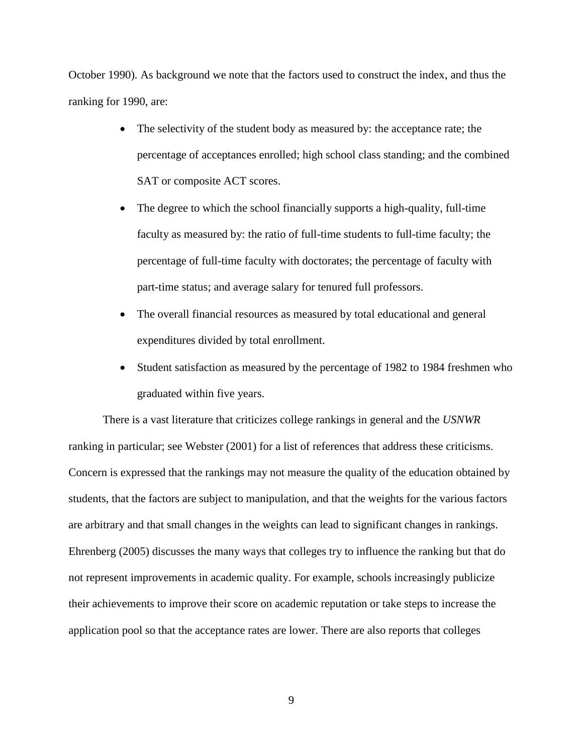October 1990). As background we note that the factors used to construct the index, and thus the ranking for 1990, are:

- The selectivity of the student body as measured by: the acceptance rate; the percentage of acceptances enrolled; high school class standing; and the combined SAT or composite ACT scores.
- The degree to which the school financially supports a high-quality, full-time faculty as measured by: the ratio of full-time students to full-time faculty; the percentage of full-time faculty with doctorates; the percentage of faculty with part-time status; and average salary for tenured full professors.
- The overall financial resources as measured by total educational and general expenditures divided by total enrollment.
- Student satisfaction as measured by the percentage of 1982 to 1984 freshmen who graduated within five years.

There is a vast literature that criticizes college rankings in general and the *USNWR* ranking in particular; see Webster (2001) for a list of references that address these criticisms. Concern is expressed that the rankings may not measure the quality of the education obtained by students, that the factors are subject to manipulation, and that the weights for the various factors are arbitrary and that small changes in the weights can lead to significant changes in rankings. Ehrenberg (2005) discusses the many ways that colleges try to influence the ranking but that do not represent improvements in academic quality. For example, schools increasingly publicize their achievements to improve their score on academic reputation or take steps to increase the application pool so that the acceptance rates are lower. There are also reports that colleges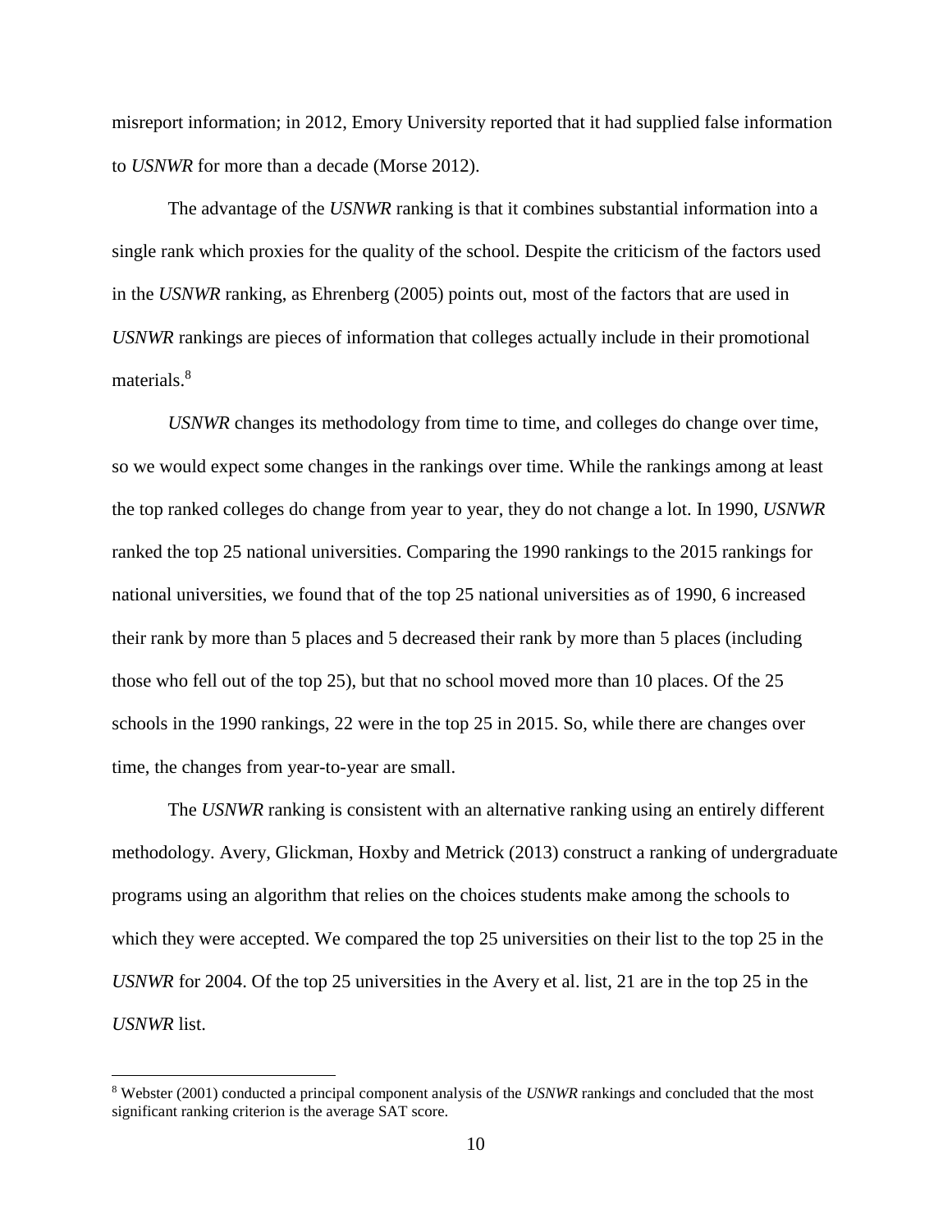misreport information; in 2012, Emory University reported that it had supplied false information to *USNWR* for more than a decade (Morse 2012).

The advantage of the *USNWR* ranking is that it combines substantial information into a single rank which proxies for the quality of the school. Despite the criticism of the factors used in the *USNWR* ranking, as Ehrenberg (2005) points out, most of the factors that are used in *USNWR* rankings are pieces of information that colleges actually include in their promotional materials.[8]

*USNWR* changes its methodology from time to time, and colleges do change over time, so we would expect some changes in the rankings over time. While the rankings among at least the top ranked colleges do change from year to year, they do not change a lot. In 1990, *USNWR* ranked the top 25 national universities. Comparing the 1990 rankings to the 2015 rankings for national universities, we found that of the top 25 national universities as of 1990, 6 increased their rank by more than 5 places and 5 decreased their rank by more than 5 places (including those who fell out of the top 25), but that no school moved more than 10 places. Of the 25 schools in the 1990 rankings, 22 were in the top 25 in 2015. So, while there are changes over time, the changes from year-to-year are small.

The *USNWR* ranking is consistent with an alternative ranking using an entirely different methodology. Avery, Glickman, Hoxby and Metrick (2013) construct a ranking of undergraduate programs using an algorithm that relies on the choices students make among the schools to which they were accepted. We compared the top 25 universities on their list to the top 25 in the *USNWR* for 2004. Of the top 25 universities in the Avery et al. list, 21 are in the top 25 in the *USNWR* list.

[8] Webster (2001) conducted a principal component analysis of the *USNWR* rankings and concluded that the most significant ranking criterion is the average SAT score.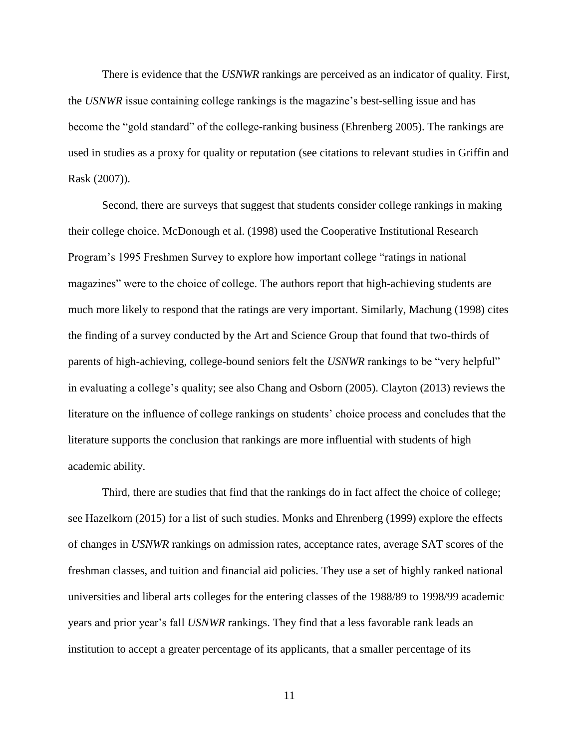There is evidence that the *USNWR* rankings are perceived as an indicator of quality. First, the *USNWR* issue containing college rankings is the magazine's best-selling issue and has become the "gold standard" of the college-ranking business (Ehrenberg 2005). The rankings are used in studies as a proxy for quality or reputation (see citations to relevant studies in Griffin and Rask (2007)).

Second, there are surveys that suggest that students consider college rankings in making their college choice. McDonough et al. (1998) used the Cooperative Institutional Research Program's 1995 Freshmen Survey to explore how important college "ratings in national magazines" were to the choice of college. The authors report that high-achieving students are much more likely to respond that the ratings are very important. Similarly, Machung (1998) cites the finding of a survey conducted by the Art and Science Group that found that two-thirds of parents of high-achieving, college-bound seniors felt the *USNWR* rankings to be "very helpful" in evaluating a college's quality; see also Chang and Osborn (2005). Clayton (2013) reviews the literature on the influence of college rankings on students' choice process and concludes that the literature supports the conclusion that rankings are more influential with students of high academic ability.

Third, there are studies that find that the rankings do in fact affect the choice of college; see Hazelkorn (2015) for a list of such studies. Monks and Ehrenberg (1999) explore the effects of changes in *USNWR* rankings on admission rates, acceptance rates, average SAT scores of the freshman classes, and tuition and financial aid policies. They use a set of highly ranked national universities and liberal arts colleges for the entering classes of the 1988/89 to 1998/99 academic years and prior year's fall *USNWR* rankings. They find that a less favorable rank leads an institution to accept a greater percentage of its applicants, that a smaller percentage of its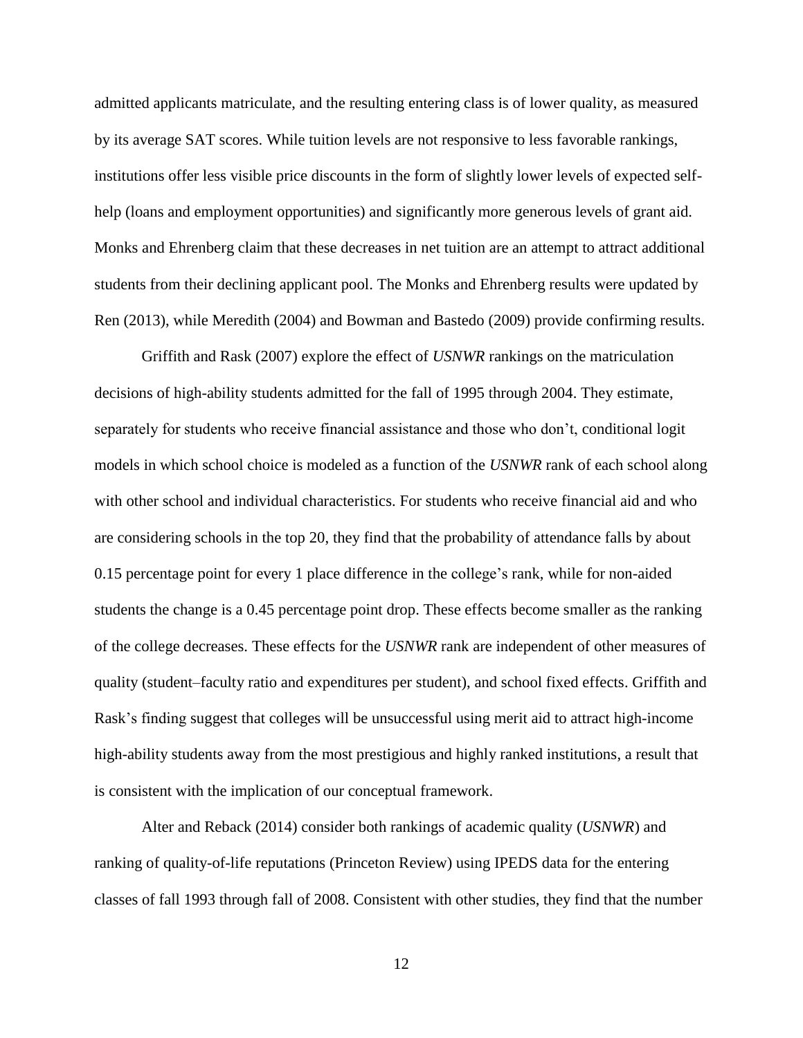admitted applicants matriculate, and the resulting entering class is of lower quality, as measured by its average SAT scores. While tuition levels are not responsive to less favorable rankings, institutions offer less visible price discounts in the form of slightly lower levels of expected self-help (loans and employment opportunities) and significantly more generous levels of grant aid. Monks and Ehrenberg claim that these decreases in net tuition are an attempt to attract additional students from their declining applicant pool. The Monks and Ehrenberg results were updated by Ren (2013), while Meredith (2004) and Bowman and Bastedo (2009) provide confirming results.

Griffith and Rask (2007) explore the effect of *USNWR* rankings on the matriculation decisions of high-ability students admitted for the fall of 1995 through 2004. They estimate, separately for students who receive financial assistance and those who don't, conditional logit models in which school choice is modeled as a function of the *USNWR* rank of each school along with other school and individual characteristics. For students who receive financial aid and who are considering schools in the top 20, they find that the probability of attendance falls by about 0.15 percentage point for every 1 place difference in the college's rank, while for non-aided students the change is a 0.45 percentage point drop. These effects become smaller as the ranking of the college decreases. These effects for the *USNWR* rank are independent of other measures of quality (student–faculty ratio and expenditures per student), and school fixed effects. Griffith and Rask's finding suggest that colleges will be unsuccessful using merit aid to attract high-income high-ability students away from the most prestigious and highly ranked institutions, a result that is consistent with the implication of our conceptual framework.

Alter and Reback (2014) consider both rankings of academic quality (*USNWR*) and ranking of quality-of-life reputations (Princeton Review) using IPEDS data for the entering classes of fall 1993 through fall of 2008. Consistent with other studies, they find that the number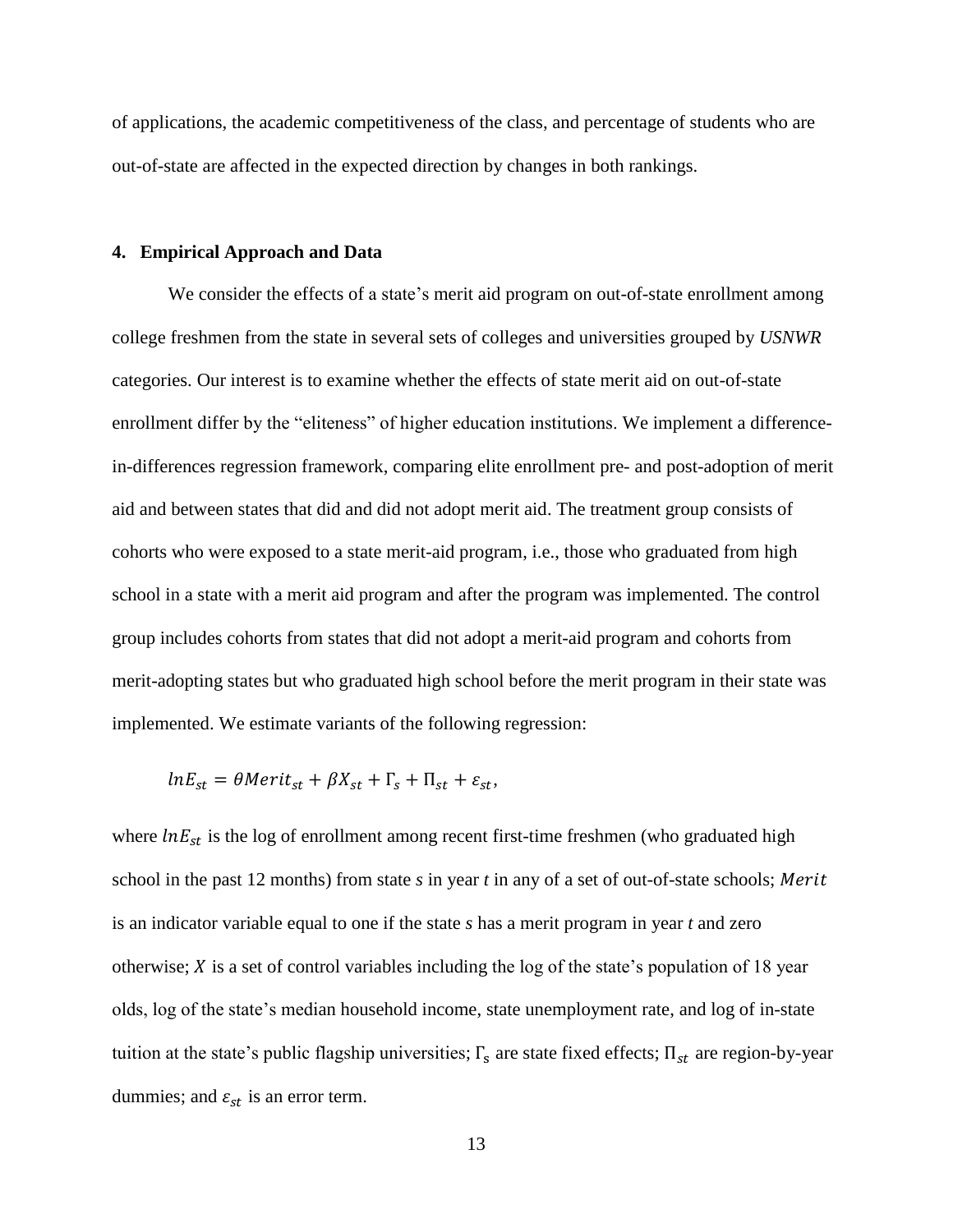of applications, the academic competitiveness of the class, and percentage of students who are out-of-state are affected in the expected direction by changes in both rankings.

## 4. Empirical Approach and Data

We consider the effects of a state's merit aid program on out-of-state enrollment among college freshmen from the state in several sets of colleges and universities grouped by *USNWR* categories. Our interest is to examine whether the effects of state merit aid on out-of-state enrollment differ by the "eliteness" of higher education institutions. We implement a difference-in-differences regression framework, comparing elite enrollment pre- and post-adoption of merit aid and between states that did and did not adopt merit aid. The treatment group consists of cohorts who were exposed to a state merit-aid program, i.e., those who graduated from high school in a state with a merit aid program and after the program was implemented. The control group includes cohorts from states that did not adopt a merit-aid program and cohorts from merit-adopting states but who graduated high school before the merit program in their state was implemented. We estimate variants of the following regression:

$$lnE_{st} = \theta Merit_{st} + \beta X_{st} + \Gamma_s + \Pi_{st} + \varepsilon_{st},$$

where $lnE_{st}$ is the log of enrollment among recent first-time freshmen (who graduated high school in the past 12 months) from state *s* in year *t* in any of a set of out-of-state schools; $Merit$ is an indicator variable equal to one if the state *s* has a merit program in year *t* and zero otherwise; $X$ is a set of control variables including the log of the state's population of 18 year olds, log of the state's median household income, state unemployment rate, and log of in-state tuition at the state's public flagship universities; $\Gamma_s$ are state fixed effects; $\Pi_{st}$ are region-by-year dummies; and $\varepsilon_{st}$ is an error term.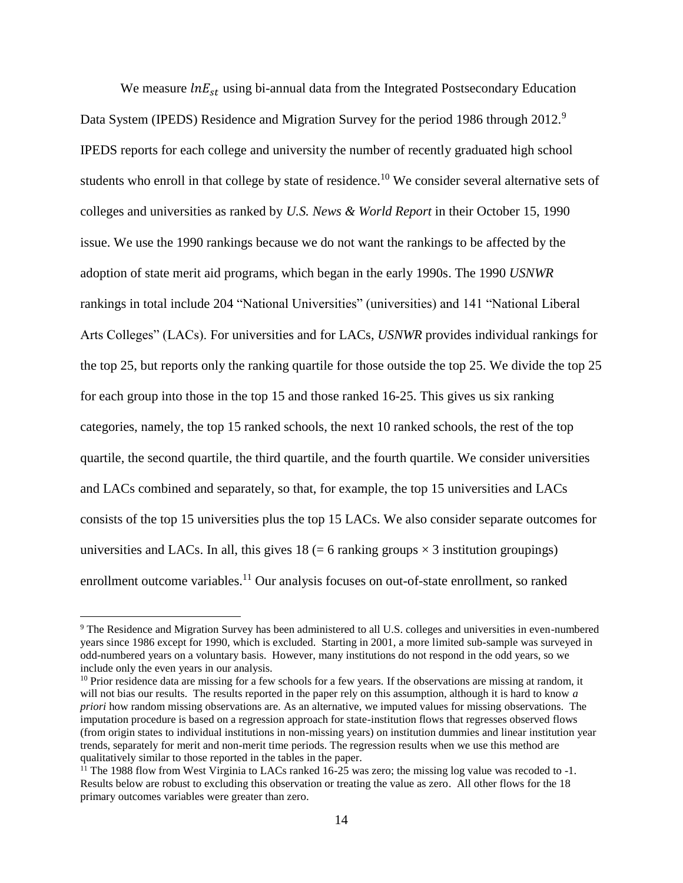We measure $lnE_{st}$ using bi-annual data from the Integrated Postsecondary Education Data System (IPEDS) Residence and Migration Survey for the period 1986 through 2012.[9] IPEDS reports for each college and university the number of recently graduated high school students who enroll in that college by state of residence.[10] We consider several alternative sets of colleges and universities as ranked by *U.S. News & World Report* in their October 15, 1990 issue. We use the 1990 rankings because we do not want the rankings to be affected by the adoption of state merit aid programs, which began in the early 1990s. The 1990 *USNWR* rankings in total include 204 "National Universities" (universities) and 141 "National Liberal Arts Colleges" (LACs). For universities and for LACs, *USNWR* provides individual rankings for the top 25, but reports only the ranking quartile for those outside the top 25. We divide the top 25 for each group into those in the top 15 and those ranked 16-25. This gives us six ranking categories, namely, the top 15 ranked schools, the next 10 ranked schools, the rest of the top quartile, the second quartile, the third quartile, and the fourth quartile. We consider universities and LACs combined and separately, so that, for example, the top 15 universities and LACs consists of the top 15 universities plus the top 15 LACs. We also consider separate outcomes for universities and LACs. In all, this gives 18 (= 6 ranking groups × 3 institution groupings) enrollment outcome variables.[11] Our analysis focuses on out-of-state enrollment, so ranked

---

[9] The Residence and Migration Survey has been administered to all U.S. colleges and universities in even-numbered years since 1986 except for 1990, which is excluded. Starting in 2001, a more limited sub-sample was surveyed in odd-numbered years on a voluntary basis. However, many institutions do not respond in the odd years, so we include only the even years in our analysis.

[10] Prior residence data are missing for a few schools for a few years. If the observations are missing at random, it will not bias our results. The results reported in the paper rely on this assumption, although it is hard to know *a priori* how random missing observations are. As an alternative, we imputed values for missing observations. The imputation procedure is based on a regression approach for state-institution flows that regresses observed flows (from origin states to individual institutions in non-missing years) on institution dummies and linear institution year trends, separately for merit and non-merit time periods. The regression results when we use this method are qualitatively similar to those reported in the tables in the paper.

[11] The 1988 flow from West Virginia to LACs ranked 16-25 was zero; the missing log value was recoded to -1. Results below are robust to excluding this observation or treating the value as zero. All other flows for the 18 primary outcomes variables were greater than zero.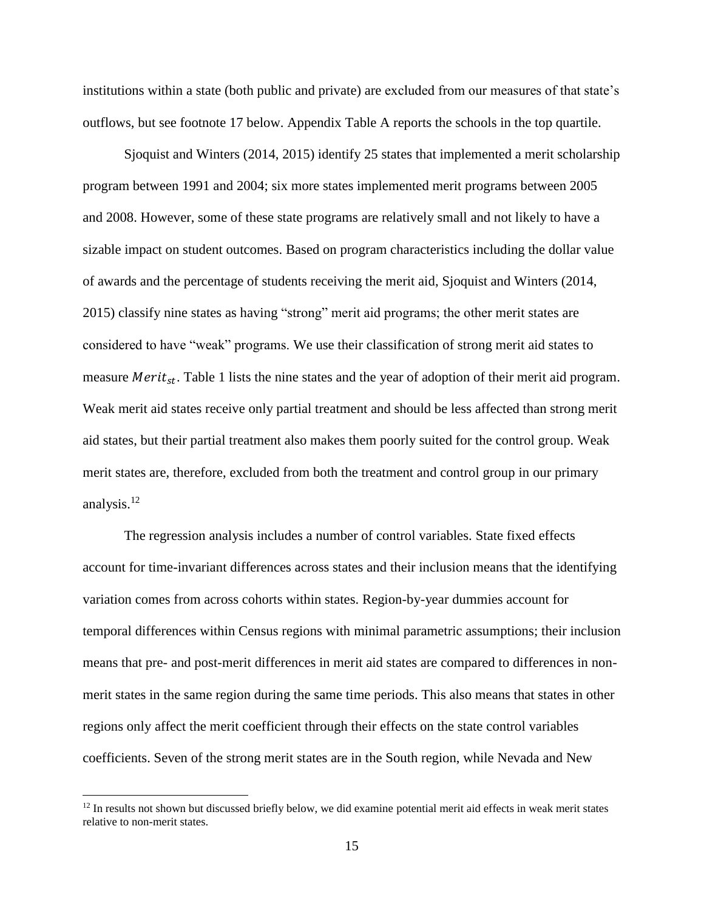institutions within a state (both public and private) are excluded from our measures of that state's outflows, but see footnote 17 below. Appendix Table A reports the schools in the top quartile.

Sjoquist and Winters (2014, 2015) identify 25 states that implemented a merit scholarship program between 1991 and 2004; six more states implemented merit programs between 2005 and 2008. However, some of these state programs are relatively small and not likely to have a sizable impact on student outcomes. Based on program characteristics including the dollar value of awards and the percentage of students receiving the merit aid, Sjoquist and Winters (2014, 2015) classify nine states as having "strong" merit aid programs; the other merit states are considered to have "weak" programs. We use their classification of strong merit aid states to measure $Merit_{st}$. Table 1 lists the nine states and the year of adoption of their merit aid program. Weak merit aid states receive only partial treatment and should be less affected than strong merit aid states, but their partial treatment also makes them poorly suited for the control group. Weak merit states are, therefore, excluded from both the treatment and control group in our primary analysis.[12]

The regression analysis includes a number of control variables. State fixed effects account for time-invariant differences across states and their inclusion means that the identifying variation comes from across cohorts within states. Region-by-year dummies account for temporal differences within Census regions with minimal parametric assumptions; their inclusion means that pre- and post-merit differences in merit aid states are compared to differences in non-merit states in the same region during the same time periods. This also means that states in other regions only affect the merit coefficient through their effects on the state control variables coefficients. Seven of the strong merit states are in the South region, while Nevada and New

[12] In results not shown but discussed briefly below, we did examine potential merit aid effects in weak merit states relative to non-merit states.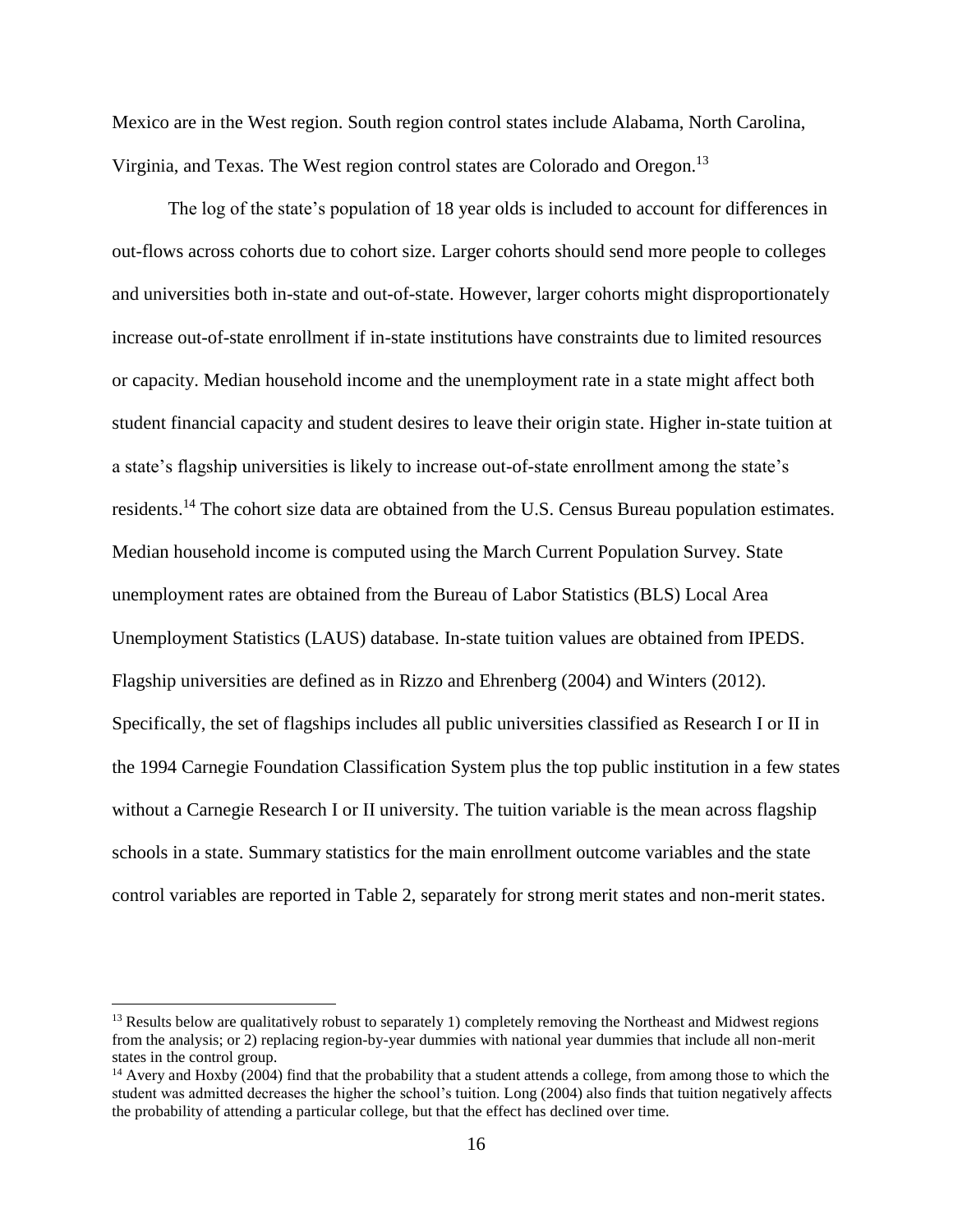Mexico are in the West region. South region control states include Alabama, North Carolina, Virginia, and Texas. The West region control states are Colorado and Oregon.[13]

The log of the state's population of 18 year olds is included to account for differences in out-flows across cohorts due to cohort size. Larger cohorts should send more people to colleges and universities both in-state and out-of-state. However, larger cohorts might disproportionately increase out-of-state enrollment if in-state institutions have constraints due to limited resources or capacity. Median household income and the unemployment rate in a state might affect both student financial capacity and student desires to leave their origin state. Higher in-state tuition at a state's flagship universities is likely to increase out-of-state enrollment among the state's residents.[14] The cohort size data are obtained from the U.S. Census Bureau population estimates. Median household income is computed using the March Current Population Survey. State unemployment rates are obtained from the Bureau of Labor Statistics (BLS) Local Area Unemployment Statistics (LAUS) database. In-state tuition values are obtained from IPEDS. Flagship universities are defined as in Rizzo and Ehrenberg (2004) and Winters (2012). Specifically, the set of flagships includes all public universities classified as Research I or II in the 1994 Carnegie Foundation Classification System plus the top public institution in a few states without a Carnegie Research I or II university. The tuition variable is the mean across flagship schools in a state. Summary statistics for the main enrollment outcome variables and the state control variables are reported in Table 2, separately for strong merit states and non-merit states.

---

[13] Results below are qualitatively robust to separately 1) completely removing the Northeast and Midwest regions from the analysis; or 2) replacing region-by-year dummies with national year dummies that include all non-merit states in the control group.

[14] Avery and Hoxby (2004) find that the probability that a student attends a college, from among those to which the student was admitted decreases the higher the school's tuition. Long (2004) also finds that tuition negatively affects the probability of attending a particular college, but that the effect has declined over time.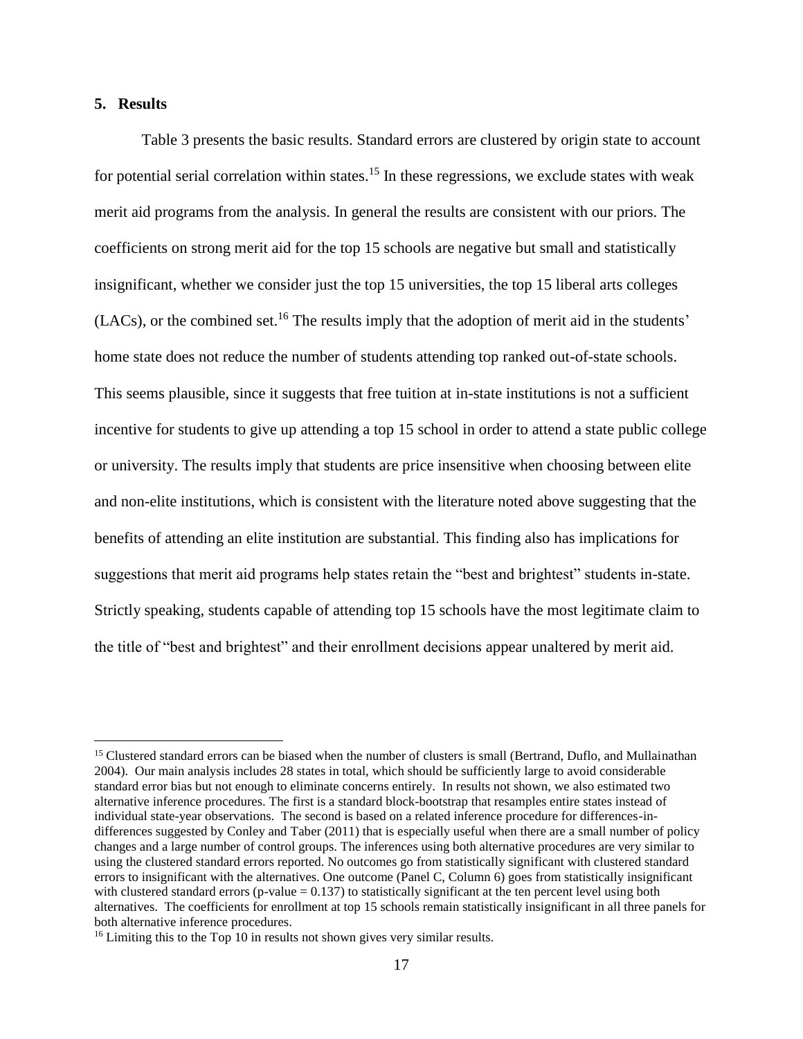## 5. Results

Table 3 presents the basic results. Standard errors are clustered by origin state to account for potential serial correlation within states.[15] In these regressions, we exclude states with weak merit aid programs from the analysis. In general the results are consistent with our priors. The coefficients on strong merit aid for the top 15 schools are negative but small and statistically insignificant, whether we consider just the top 15 universities, the top 15 liberal arts colleges (LACs), or the combined set.[16] The results imply that the adoption of merit aid in the students' home state does not reduce the number of students attending top ranked out-of-state schools. This seems plausible, since it suggests that free tuition at in-state institutions is not a sufficient incentive for students to give up attending a top 15 school in order to attend a state public college or university. The results imply that students are price insensitive when choosing between elite and non-elite institutions, which is consistent with the literature noted above suggesting that the benefits of attending an elite institution are substantial. This finding also has implications for suggestions that merit aid programs help states retain the "best and brightest" students in-state. Strictly speaking, students capable of attending top 15 schools have the most legitimate claim to the title of "best and brightest" and their enrollment decisions appear unaltered by merit aid.

---

[15] Clustered standard errors can be biased when the number of clusters is small (Bertrand, Duflo, and Mullainathan 2004). Our main analysis includes 28 states in total, which should be sufficiently large to avoid considerable standard error bias but not enough to eliminate concerns entirely. In results not shown, we also estimated two alternative inference procedures. The first is a standard block-bootstrap that resamples entire states instead of individual state-year observations. The second is based on a related inference procedure for differences-in-differences suggested by Conley and Taber (2011) that is especially useful when there are a small number of policy changes and a large number of control groups. The inferences using both alternative procedures are very similar to using the clustered standard errors reported. No outcomes go from statistically significant with clustered standard errors to insignificant with the alternatives. One outcome (Panel C, Column 6) goes from statistically insignificant with clustered standard errors (p-value = 0.137) to statistically significant at the ten percent level using both alternatives. The coefficients for enrollment at top 15 schools remain statistically insignificant in all three panels for both alternative inference procedures.

[16] Limiting this to the Top 10 in results not shown gives very similar results.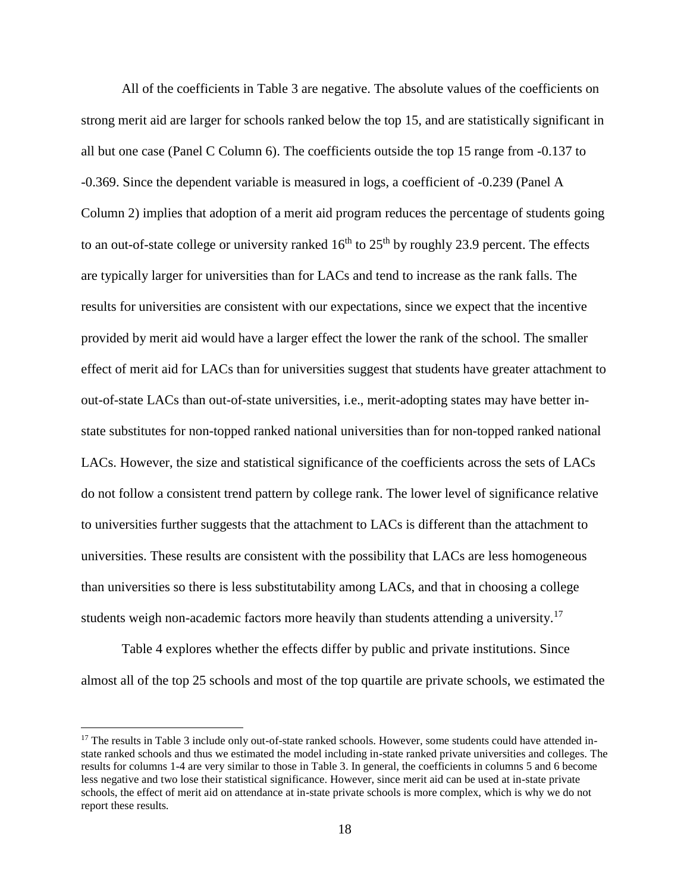All of the coefficients in Table 3 are negative. The absolute values of the coefficients on strong merit aid are larger for schools ranked below the top 15, and are statistically significant in all but one case (Panel C Column 6). The coefficients outside the top 15 range from -0.137 to -0.369. Since the dependent variable is measured in logs, a coefficient of -0.239 (Panel A Column 2) implies that adoption of a merit aid program reduces the percentage of students going to an out-of-state college or university ranked 16th to 25th by roughly 23.9 percent. The effects are typically larger for universities than for LACs and tend to increase as the rank falls. The results for universities are consistent with our expectations, since we expect that the incentive provided by merit aid would have a larger effect the lower the rank of the school. The smaller effect of merit aid for LACs than for universities suggest that students have greater attachment to out-of-state LACs than out-of-state universities, i.e., merit-adopting states may have better in-state substitutes for non-topped ranked national universities than for non-topped ranked national LACs. However, the size and statistical significance of the coefficients across the sets of LACs do not follow a consistent trend pattern by college rank. The lower level of significance relative to universities further suggests that the attachment to LACs is different than the attachment to universities. These results are consistent with the possibility that LACs are less homogeneous than universities so there is less substitutability among LACs, and that in choosing a college students weigh non-academic factors more heavily than students attending a university.[17]

Table 4 explores whether the effects differ by public and private institutions. Since almost all of the top 25 schools and most of the top quartile are private schools, we estimated the

[17] The results in Table 3 include only out-of-state ranked schools. However, some students could have attended in-state ranked schools and thus we estimated the model including in-state ranked private universities and colleges. The results for columns 1-4 are very similar to those in Table 3. In general, the coefficients in columns 5 and 6 become less negative and two lose their statistical significance. However, since merit aid can be used at in-state private schools, the effect of merit aid on attendance at in-state private schools is more complex, which is why we do not report these results.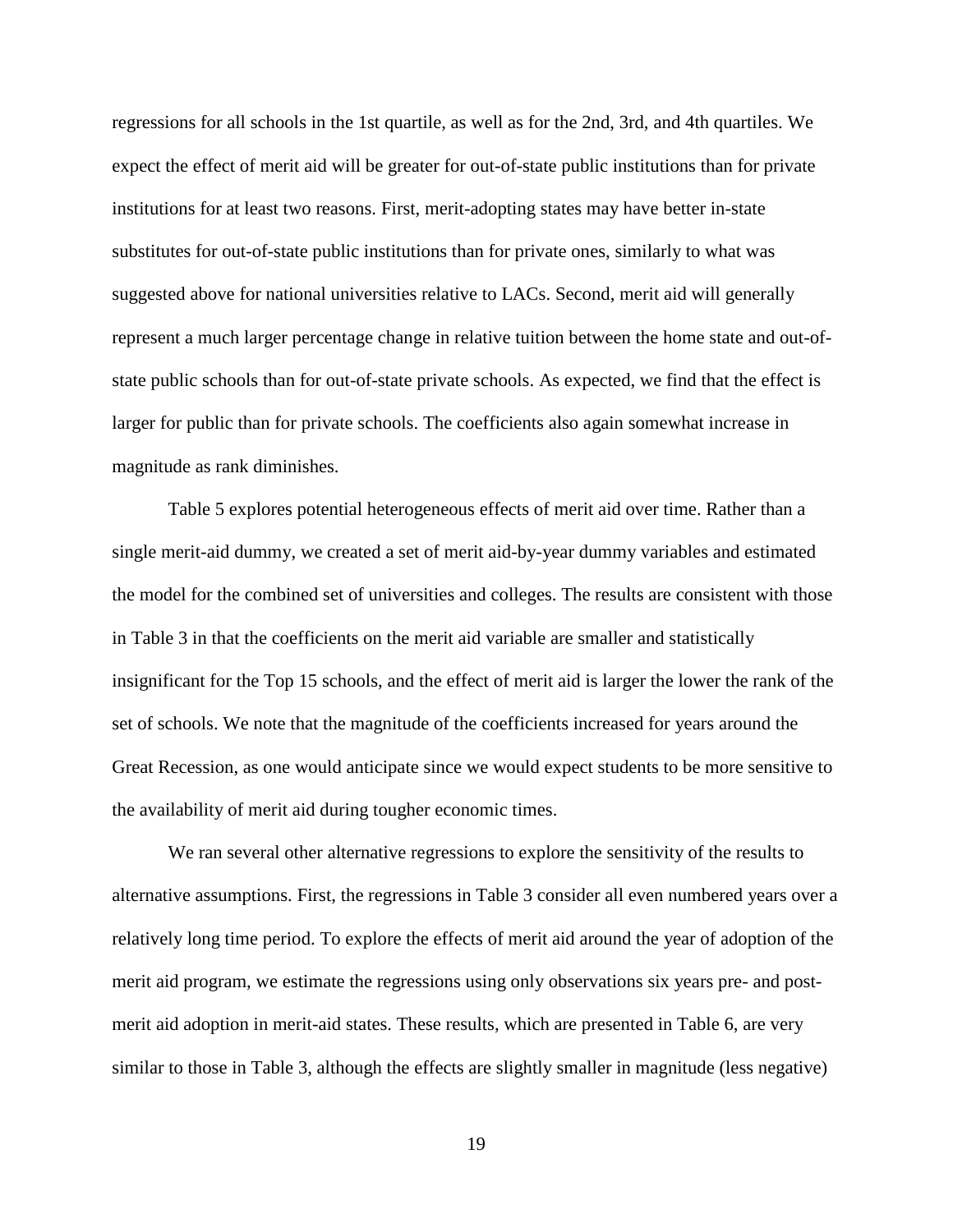regressions for all schools in the 1st quartile, as well as for the 2nd, 3rd, and 4th quartiles. We expect the effect of merit aid will be greater for out-of-state public institutions than for private institutions for at least two reasons. First, merit-adopting states may have better in-state substitutes for out-of-state public institutions than for private ones, similarly to what was suggested above for national universities relative to LACs. Second, merit aid will generally represent a much larger percentage change in relative tuition between the home state and out-of-state public schools than for out-of-state private schools. As expected, we find that the effect is larger for public than for private schools. The coefficients also again somewhat increase in magnitude as rank diminishes.

Table 5 explores potential heterogeneous effects of merit aid over time. Rather than a single merit-aid dummy, we created a set of merit aid-by-year dummy variables and estimated the model for the combined set of universities and colleges. The results are consistent with those in Table 3 in that the coefficients on the merit aid variable are smaller and statistically insignificant for the Top 15 schools, and the effect of merit aid is larger the lower the rank of the set of schools. We note that the magnitude of the coefficients increased for years around the Great Recession, as one would anticipate since we would expect students to be more sensitive to the availability of merit aid during tougher economic times.

We ran several other alternative regressions to explore the sensitivity of the results to alternative assumptions. First, the regressions in Table 3 consider all even numbered years over a relatively long time period. To explore the effects of merit aid around the year of adoption of the merit aid program, we estimate the regressions using only observations six years pre- and post-merit aid adoption in merit-aid states. These results, which are presented in Table 6, are very similar to those in Table 3, although the effects are slightly smaller in magnitude (less negative)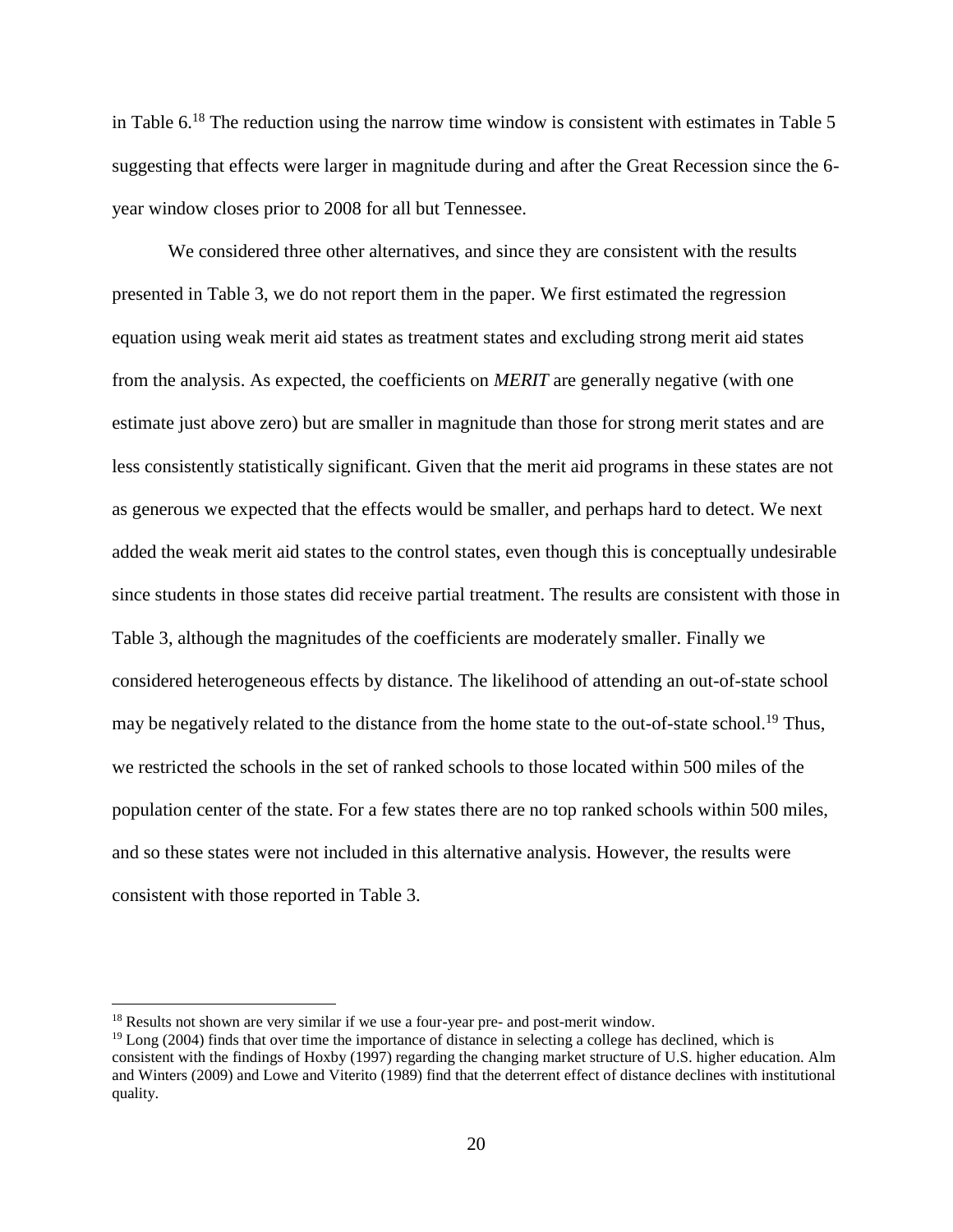in Table 6.[18] The reduction using the narrow time window is consistent with estimates in Table 5 suggesting that effects were larger in magnitude during and after the Great Recession since the 6-year window closes prior to 2008 for all but Tennessee.

We considered three other alternatives, and since they are consistent with the results presented in Table 3, we do not report them in the paper. We first estimated the regression equation using weak merit aid states as treatment states and excluding strong merit aid states from the analysis. As expected, the coefficients on *MERIT* are generally negative (with one estimate just above zero) but are smaller in magnitude than those for strong merit states and are less consistently statistically significant. Given that the merit aid programs in these states are not as generous we expected that the effects would be smaller, and perhaps hard to detect. We next added the weak merit aid states to the control states, even though this is conceptually undesirable since students in those states did receive partial treatment. The results are consistent with those in Table 3, although the magnitudes of the coefficients are moderately smaller. Finally we considered heterogeneous effects by distance. The likelihood of attending an out-of-state school may be negatively related to the distance from the home state to the out-of-state school.[19] Thus, we restricted the schools in the set of ranked schools to those located within 500 miles of the population center of the state. For a few states there are no top ranked schools within 500 miles, and so these states were not included in this alternative analysis. However, the results were consistent with those reported in Table 3.

---

[18] Results not shown are very similar if we use a four-year pre- and post-merit window.

[19] Long (2004) finds that over time the importance of distance in selecting a college has declined, which is consistent with the findings of Hoxby (1997) regarding the changing market structure of U.S. higher education. Alm and Winters (2009) and Lowe and Viterito (1989) find that the deterrent effect of distance declines with institutional quality.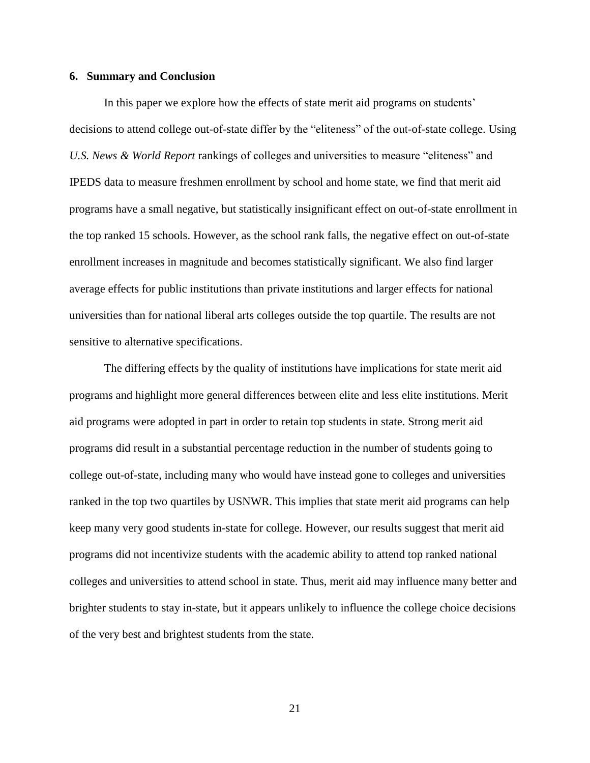## 6. Summary and Conclusion

In this paper we explore how the effects of state merit aid programs on students' decisions to attend college out-of-state differ by the "eliteness" of the out-of-state college. Using *U.S. News & World Report* rankings of colleges and universities to measure "eliteness" and IPEDS data to measure freshmen enrollment by school and home state, we find that merit aid programs have a small negative, but statistically insignificant effect on out-of-state enrollment in the top ranked 15 schools. However, as the school rank falls, the negative effect on out-of-state enrollment increases in magnitude and becomes statistically significant. We also find larger average effects for public institutions than private institutions and larger effects for national universities than for national liberal arts colleges outside the top quartile. The results are not sensitive to alternative specifications.

The differing effects by the quality of institutions have implications for state merit aid programs and highlight more general differences between elite and less elite institutions. Merit aid programs were adopted in part in order to retain top students in state. Strong merit aid programs did result in a substantial percentage reduction in the number of students going to college out-of-state, including many who would have instead gone to colleges and universities ranked in the top two quartiles by USNWR. This implies that state merit aid programs can help keep many very good students in-state for college. However, our results suggest that merit aid programs did not incentivize students with the academic ability to attend top ranked national colleges and universities to attend school in state. Thus, merit aid may influence many better and brighter students to stay in-state, but it appears unlikely to influence the college choice decisions of the very best and brightest students from the state.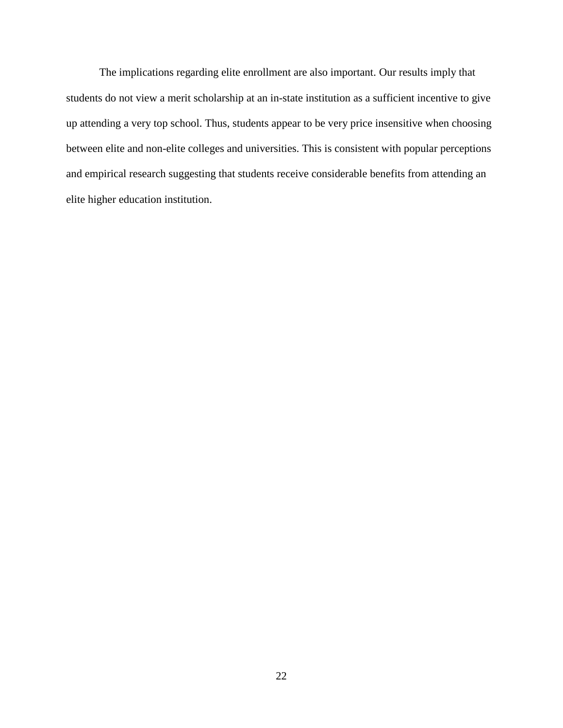The implications regarding elite enrollment are also important. Our results imply that students do not view a merit scholarship at an in-state institution as a sufficient incentive to give up attending a very top school. Thus, students appear to be very price insensitive when choosing between elite and non-elite colleges and universities. This is consistent with popular perceptions and empirical research suggesting that students receive considerable benefits from attending an elite higher education institution.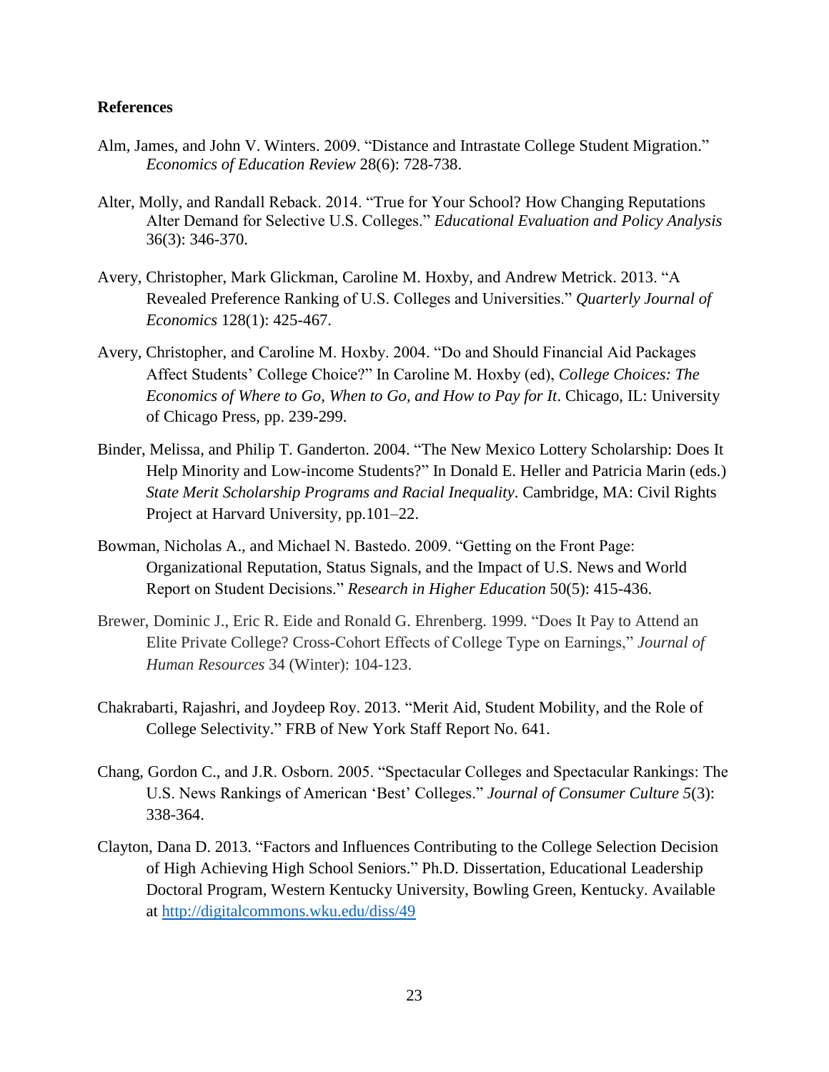**References**

Alm, James, and John V. Winters. 2009. "Distance and Intrastate College Student Migration." *Economics of Education Review* 28(6): 728-738.

Alter, Molly, and Randall Reback. 2014. "True for Your School? How Changing Reputations Alter Demand for Selective U.S. Colleges." *Educational Evaluation and Policy Analysis* 36(3): 346-370.

Avery, Christopher, Mark Glickman, Caroline M. Hoxby, and Andrew Metrick. 2013. "A Revealed Preference Ranking of U.S. Colleges and Universities." *Quarterly Journal of Economics* 128(1): 425-467.

Avery, Christopher, and Caroline M. Hoxby. 2004. "Do and Should Financial Aid Packages Affect Students' College Choice?" In Caroline M. Hoxby (ed), *College Choices: The Economics of Where to Go, When to Go, and How to Pay for It*. Chicago, IL: University of Chicago Press, pp. 239-299.

Binder, Melissa, and Philip T. Ganderton. 2004. "The New Mexico Lottery Scholarship: Does It Help Minority and Low-income Students?" In Donald E. Heller and Patricia Marin (eds.) *State Merit Scholarship Programs and Racial Inequality*. Cambridge, MA: Civil Rights Project at Harvard University, pp.101–22.

Bowman, Nicholas A., and Michael N. Bastedo. 2009. "Getting on the Front Page: Organizational Reputation, Status Signals, and the Impact of U.S. News and World Report on Student Decisions." *Research in Higher Education* 50(5): 415-436.

Brewer, Dominic J., Eric R. Eide and Ronald G. Ehrenberg. 1999. "Does It Pay to Attend an Elite Private College? Cross-Cohort Effects of College Type on Earnings," *Journal of Human Resources* 34 (Winter): 104-123.

Chakrabarti, Rajashri, and Joydeep Roy. 2013. "Merit Aid, Student Mobility, and the Role of College Selectivity." FRB of New York Staff Report No. 641.

Chang, Gordon C., and J.R. Osborn. 2005. "Spectacular Colleges and Spectacular Rankings: The U.S. News Rankings of American 'Best' Colleges." *Journal of Consumer Culture 5*(3): 338-364.

Clayton, Dana D. 2013. "Factors and Influences Contributing to the College Selection Decision of High Achieving High School Seniors." Ph.D. Dissertation, Educational Leadership Doctoral Program, Western Kentucky University, Bowling Green, Kentucky. Available at http://digitalcommons.wku.edu/diss/49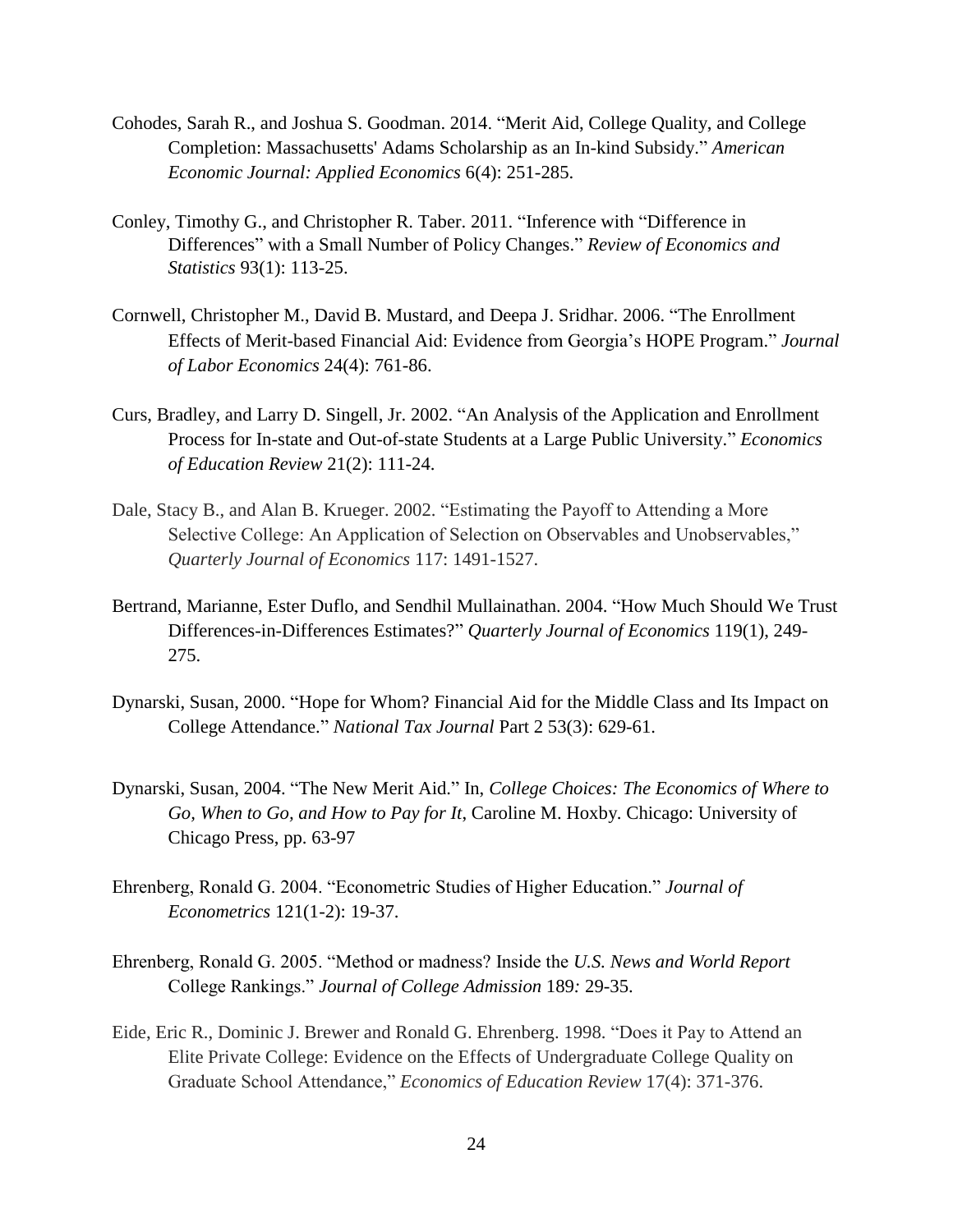Cohodes, Sarah R., and Joshua S. Goodman. 2014. "Merit Aid, College Quality, and College Completion: Massachusetts' Adams Scholarship as an In-kind Subsidy." *American Economic Journal: Applied Economics* 6(4): 251-285.

Conley, Timothy G., and Christopher R. Taber. 2011. "Inference with "Difference in Differences" with a Small Number of Policy Changes." *Review of Economics and Statistics* 93(1): 113-25.

Cornwell, Christopher M., David B. Mustard, and Deepa J. Sridhar. 2006. "The Enrollment Effects of Merit-based Financial Aid: Evidence from Georgia's HOPE Program." *Journal of Labor Economics* 24(4): 761-86.

Curs, Bradley, and Larry D. Singell, Jr. 2002. "An Analysis of the Application and Enrollment Process for In-state and Out-of-state Students at a Large Public University." *Economics of Education Review* 21(2): 111-24.

Dale, Stacy B., and Alan B. Krueger. 2002. "Estimating the Payoff to Attending a More Selective College: An Application of Selection on Observables and Unobservables," *Quarterly Journal of Economics* 117: 1491-1527.

Bertrand, Marianne, Ester Duflo, and Sendhil Mullainathan. 2004. "How Much Should We Trust Differences-in-Differences Estimates?" *Quarterly Journal of Economics* 119(1), 249-275.

Dynarski, Susan, 2000. "Hope for Whom? Financial Aid for the Middle Class and Its Impact on College Attendance." *National Tax Journal* Part 2 53(3): 629-61.

Dynarski, Susan, 2004. "The New Merit Aid." In, *College Choices: The Economics of Where to Go, When to Go, and How to Pay for It*, Caroline M. Hoxby. Chicago: University of Chicago Press, pp. 63-97

Ehrenberg, Ronald G. 2004. "Econometric Studies of Higher Education." *Journal of Econometrics* 121(1-2): 19-37.

Ehrenberg, Ronald G. 2005. "Method or madness? Inside the *U.S. News and World Report* College Rankings." *Journal of College Admission* 189*:* 29-35.

Eide, Eric R., Dominic J. Brewer and Ronald G. Ehrenberg. 1998. "Does it Pay to Attend an Elite Private College: Evidence on the Effects of Undergraduate College Quality on Graduate School Attendance," *Economics of Education Review* 17(4): 371-376.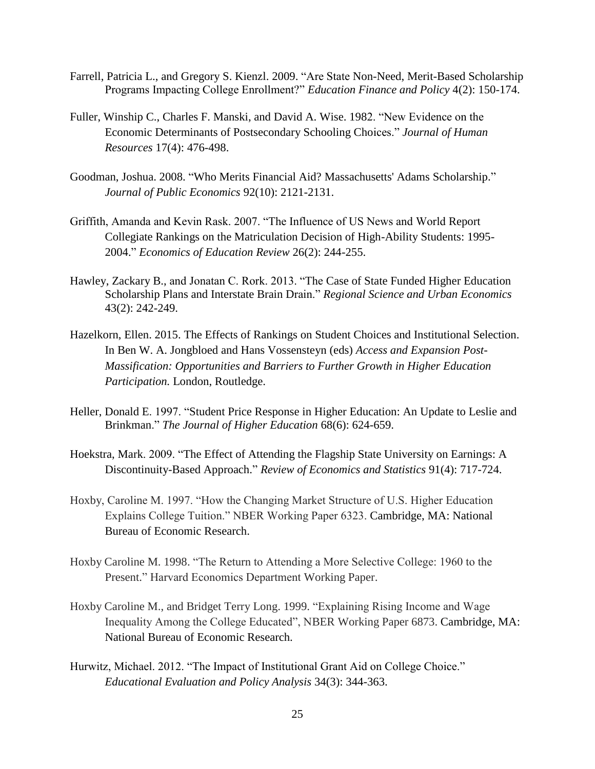Farrell, Patricia L., and Gregory S. Kienzl. 2009. "Are State Non-Need, Merit-Based Scholarship Programs Impacting College Enrollment?" *Education Finance and Policy* 4(2): 150-174.

Fuller, Winship C., Charles F. Manski, and David A. Wise. 1982. "New Evidence on the Economic Determinants of Postsecondary Schooling Choices." *Journal of Human Resources* 17(4): 476-498.

Goodman, Joshua. 2008. "Who Merits Financial Aid? Massachusetts' Adams Scholarship." *Journal of Public Economics* 92(10): 2121-2131.

Griffith, Amanda and Kevin Rask. 2007. "The Influence of US News and World Report Collegiate Rankings on the Matriculation Decision of High-Ability Students: 1995-2004." *Economics of Education Review* 26(2): 244-255.

Hawley, Zackary B., and Jonatan C. Rork. 2013. "The Case of State Funded Higher Education Scholarship Plans and Interstate Brain Drain." *Regional Science and Urban Economics* 43(2): 242-249.

Hazelkorn, Ellen. 2015. The Effects of Rankings on Student Choices and Institutional Selection. In Ben W. A. Jongbloed and Hans Vossensteyn (eds) *Access and Expansion Post-Massification: Opportunities and Barriers to Further Growth in Higher Education Participation.* London, Routledge.

Heller, Donald E. 1997. "Student Price Response in Higher Education: An Update to Leslie and Brinkman." *The Journal of Higher Education* 68(6): 624-659.

Hoekstra, Mark. 2009. "The Effect of Attending the Flagship State University on Earnings: A Discontinuity-Based Approach." *Review of Economics and Statistics* 91(4): 717-724.

Hoxby, Caroline M. 1997. "How the Changing Market Structure of U.S. Higher Education Explains College Tuition." NBER Working Paper 6323. Cambridge, MA: National Bureau of Economic Research.

Hoxby Caroline M. 1998. "The Return to Attending a More Selective College: 1960 to the Present." Harvard Economics Department Working Paper.

Hoxby Caroline M., and Bridget Terry Long. 1999. "Explaining Rising Income and Wage Inequality Among the College Educated", NBER Working Paper 6873. Cambridge, MA: National Bureau of Economic Research.

Hurwitz, Michael. 2012. "The Impact of Institutional Grant Aid on College Choice." *Educational Evaluation and Policy Analysis* 34(3): 344-363.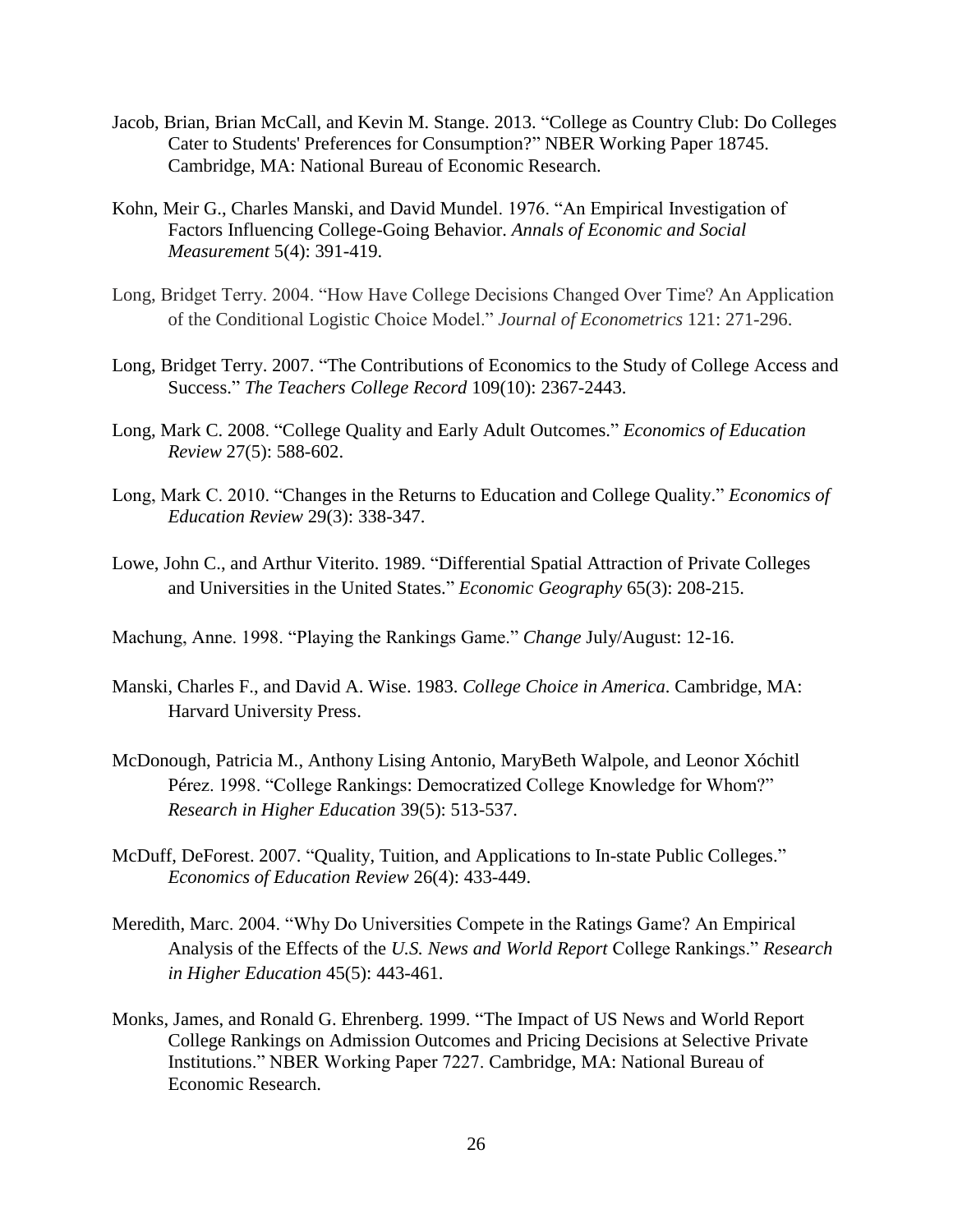Jacob, Brian, Brian McCall, and Kevin M. Stange. 2013. "College as Country Club: Do Colleges Cater to Students' Preferences for Consumption?" NBER Working Paper 18745. Cambridge, MA: National Bureau of Economic Research.

Kohn, Meir G., Charles Manski, and David Mundel. 1976. "An Empirical Investigation of Factors Influencing College-Going Behavior. *Annals of Economic and Social Measurement* 5(4): 391-419.

Long, Bridget Terry. 2004. "How Have College Decisions Changed Over Time? An Application of the Conditional Logistic Choice Model." *Journal of Econometrics* 121: 271-296.

Long, Bridget Terry. 2007. "The Contributions of Economics to the Study of College Access and Success." *The Teachers College Record* 109(10): 2367-2443.

Long, Mark C. 2008. "College Quality and Early Adult Outcomes." *Economics of Education Review* 27(5): 588-602.

Long, Mark C. 2010. "Changes in the Returns to Education and College Quality." *Economics of Education Review* 29(3): 338-347.

Lowe, John C., and Arthur Viterito. 1989. "Differential Spatial Attraction of Private Colleges and Universities in the United States." *Economic Geography* 65(3): 208-215.

Machung, Anne. 1998. "Playing the Rankings Game." *Change* July/August: 12-16.

Manski, Charles F., and David A. Wise. 1983. *College Choice in America*. Cambridge, MA: Harvard University Press.

McDonough, Patricia M., Anthony Lising Antonio, MaryBeth Walpole, and Leonor Xóchitl Pérez. 1998. "College Rankings: Democratized College Knowledge for Whom?" *Research in Higher Education* 39(5): 513-537.

McDuff, DeForest. 2007. "Quality, Tuition, and Applications to In-state Public Colleges." *Economics of Education Review* 26(4): 433-449.

Meredith, Marc. 2004. "Why Do Universities Compete in the Ratings Game? An Empirical Analysis of the Effects of the *U.S. News and World Report* College Rankings." *Research in Higher Education* 45(5): 443-461.

Monks, James, and Ronald G. Ehrenberg. 1999. "The Impact of US News and World Report College Rankings on Admission Outcomes and Pricing Decisions at Selective Private Institutions." NBER Working Paper 7227. Cambridge, MA: National Bureau of Economic Research.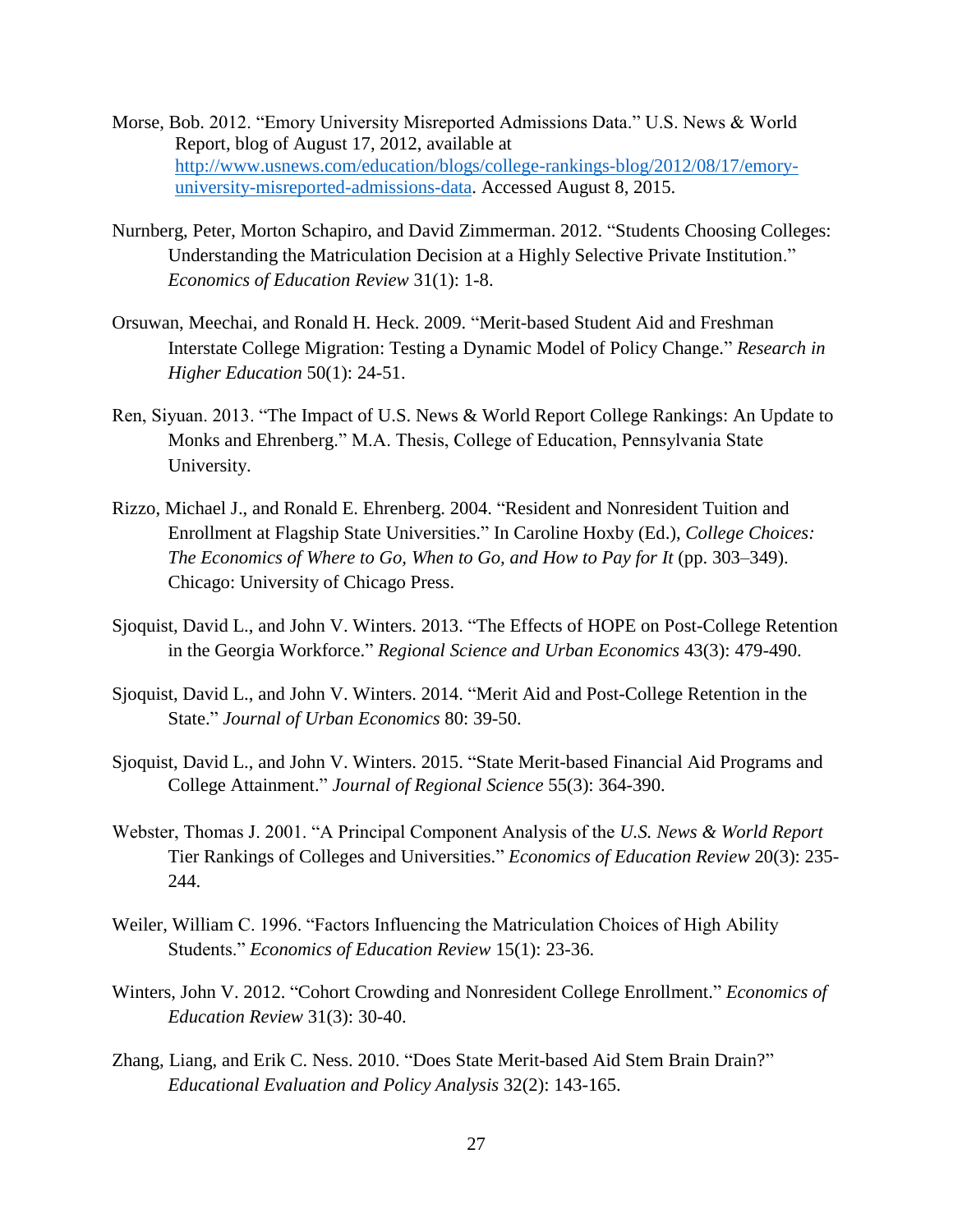Morse, Bob. 2012. "Emory University Misreported Admissions Data." U.S. News & World Report, blog of August 17, 2012, available at [http://www.usnews.com/education/blogs/college-rankings-blog/2012/08/17/emory-university-misreported-admissions-data](http://www.usnews.com/education/blogs/college-rankings-blog/2012/08/17/emory-university-misreported-admissions-data). Accessed August 8, 2015.

Nurnberg, Peter, Morton Schapiro, and David Zimmerman. 2012. "Students Choosing Colleges: Understanding the Matriculation Decision at a Highly Selective Private Institution." *Economics of Education Review* 31(1): 1-8.

Orsuwan, Meechai, and Ronald H. Heck. 2009. "Merit-based Student Aid and Freshman Interstate College Migration: Testing a Dynamic Model of Policy Change." *Research in Higher Education* 50(1): 24-51.

Ren, Siyuan. 2013. "The Impact of U.S. News & World Report College Rankings: An Update to Monks and Ehrenberg." M.A. Thesis, College of Education, Pennsylvania State University.

Rizzo, Michael J., and Ronald E. Ehrenberg. 2004. "Resident and Nonresident Tuition and Enrollment at Flagship State Universities." In Caroline Hoxby (Ed.), *College Choices: The Economics of Where to Go, When to Go, and How to Pay for It* (pp. 303–349). Chicago: University of Chicago Press.

Sjoquist, David L., and John V. Winters. 2013. "The Effects of HOPE on Post-College Retention in the Georgia Workforce." *Regional Science and Urban Economics* 43(3): 479-490.

Sjoquist, David L., and John V. Winters. 2014. "Merit Aid and Post-College Retention in the State." *Journal of Urban Economics* 80: 39-50.

Sjoquist, David L., and John V. Winters. 2015. "State Merit-based Financial Aid Programs and College Attainment." *Journal of Regional Science* 55(3): 364-390.

Webster, Thomas J. 2001. "A Principal Component Analysis of the *U.S. News & World Report* Tier Rankings of Colleges and Universities." *Economics of Education Review* 20(3): 235-244.

Weiler, William C. 1996. "Factors Influencing the Matriculation Choices of High Ability Students." *Economics of Education Review* 15(1): 23-36.

Winters, John V. 2012. "Cohort Crowding and Nonresident College Enrollment." *Economics of Education Review* 31(3): 30-40.

Zhang, Liang, and Erik C. Ness. 2010. "Does State Merit-based Aid Stem Brain Drain?" *Educational Evaluation and Policy Analysis* 32(2): 143-165.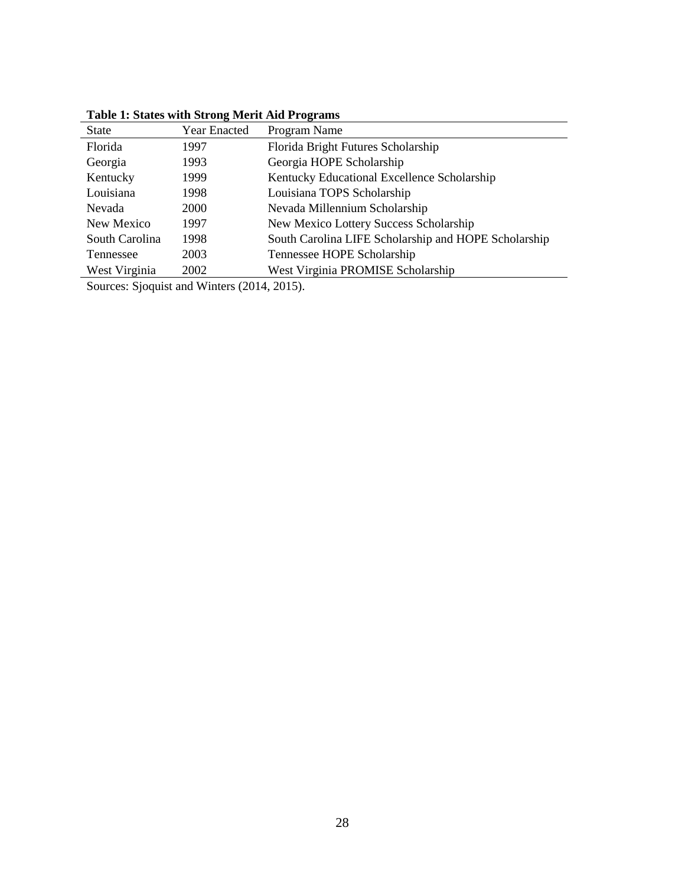**Table 1: States with Strong Merit Aid Programs**

| State | Year Enacted | Program Name |
|---|---|---|
| Florida | 1997 | Florida Bright Futures Scholarship |
| Georgia | 1993 | Georgia HOPE Scholarship |
| Kentucky | 1999 | Kentucky Educational Excellence Scholarship |
| Louisiana | 1998 | Louisiana TOPS Scholarship |
| Nevada | 2000 | Nevada Millennium Scholarship |
| New Mexico | 1997 | New Mexico Lottery Success Scholarship |
| South Carolina | 1998 | South Carolina LIFE Scholarship and HOPE Scholarship |
| Tennessee | 2003 | Tennessee HOPE Scholarship |
| West Virginia | 2002 | West Virginia PROMISE Scholarship |

Sources: Sjoquist and Winters (2014, 2015).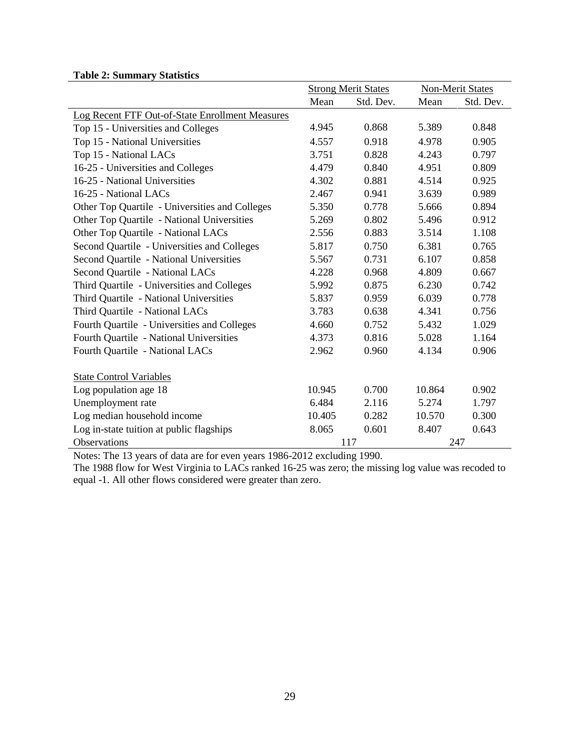**Table 2: Summary Statistics**

| | Strong Merit States | | Non-Merit States | |
|---|---|---|---|---|
| | Mean | Std. Dev. | Mean | Std. Dev. |
| Log Recent FTF Out-of-State Enrollment Measures | | | | |
| Top 15 - Universities and Colleges | 4.945 | 0.868 | 5.389 | 0.848 |
| Top 15 - National Universities | 4.557 | 0.918 | 4.978 | 0.905 |
| Top 15 - National LACs | 3.751 | 0.828 | 4.243 | 0.797 |
| 16-25 - Universities and Colleges | 4.479 | 0.840 | 4.951 | 0.809 |
| 16-25 - National Universities | 4.302 | 0.881 | 4.514 | 0.925 |
| 16-25 - National LACs | 2.467 | 0.941 | 3.639 | 0.989 |
| Other Top Quartile - Universities and Colleges | 5.350 | 0.778 | 5.666 | 0.894 |
| Other Top Quartile - National Universities | 5.269 | 0.802 | 5.496 | 0.912 |
| Other Top Quartile - National LACs | 2.556 | 0.883 | 3.514 | 1.108 |
| Second Quartile - Universities and Colleges | 5.817 | 0.750 | 6.381 | 0.765 |
| Second Quartile - National Universities | 5.567 | 0.731 | 6.107 | 0.858 |
| Second Quartile - National LACs | 4.228 | 0.968 | 4.809 | 0.667 |
| Third Quartile - Universities and Colleges | 5.992 | 0.875 | 6.230 | 0.742 |
| Third Quartile - National Universities | 5.837 | 0.959 | 6.039 | 0.778 |
| Third Quartile - National LACs | 3.783 | 0.638 | 4.341 | 0.756 |
| Fourth Quartile - Universities and Colleges | 4.660 | 0.752 | 5.432 | 1.029 |
| Fourth Quartile - National Universities | 4.373 | 0.816 | 5.028 | 1.164 |
| Fourth Quartile - National LACs | 2.962 | 0.960 | 4.134 | 0.906 |
| | | | | |
| State Control Variables | | | | |
| Log population age 18 | 10.945 | 0.700 | 10.864 | 0.902 |
| Unemployment rate | 6.484 | 2.116 | 5.274 | 1.797 |
| Log median household income | 10.405 | 0.282 | 10.570 | 0.300 |
| Log in-state tuition at public flagships | 8.065 | 0.601 | 8.407 | 0.643 |
| Observations | 117 | | 247 | |

Notes: The 13 years of data are for even years 1986-2012 excluding 1990.
The 1988 flow for West Virginia to LACs ranked 16-25 was zero; the missing log value was recoded to equal -1. All other flows considered were greater than zero.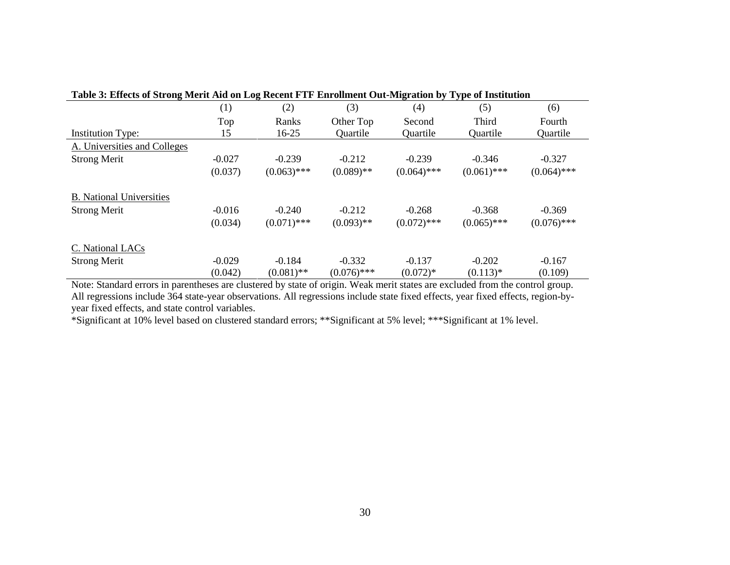**Table 3: Effects of Strong Merit Aid on Log Recent FTF Enrollment Out-Migration by Type of Institution**

| | (1) | (2) | (3) | (4) | (5) | (6) |
|---|---|---|---|---|---|---|
| Institution Type: | Top 15 | Ranks 16-25 | Other Top Quartile | Second Quartile | Third Quartile | Fourth Quartile |
| A. Universities and Colleges | | | | | | |
| Strong Merit | -0.027 | -0.239 | -0.212 | -0.239 | -0.346 | -0.327 |
| | (0.037) | (0.063)*** | (0.089)** | (0.064)*** | (0.061)*** | (0.064)*** |
| B. National Universities | | | | | | |
| Strong Merit | -0.016 | -0.240 | -0.212 | -0.268 | -0.368 | -0.369 |
| | (0.034) | (0.071)*** | (0.093)** | (0.072)*** | (0.065)*** | (0.076)*** |
| C. National LACs | | | | | | |
| Strong Merit | -0.029 | -0.184 | -0.332 | -0.137 | -0.202 | -0.167 |
| | (0.042) | (0.081)** | (0.076)*** | (0.072)* | (0.113)* | (0.109) |

Note: Standard errors in parentheses are clustered by state of origin. Weak merit states are excluded from the control group. All regressions include 364 state-year observations. All regressions include state fixed effects, year fixed effects, region-by-year fixed effects, and state control variables.

*Significant at 10% level based on clustered standard errors; **Significant at 5% level; ***Significant at 1% level.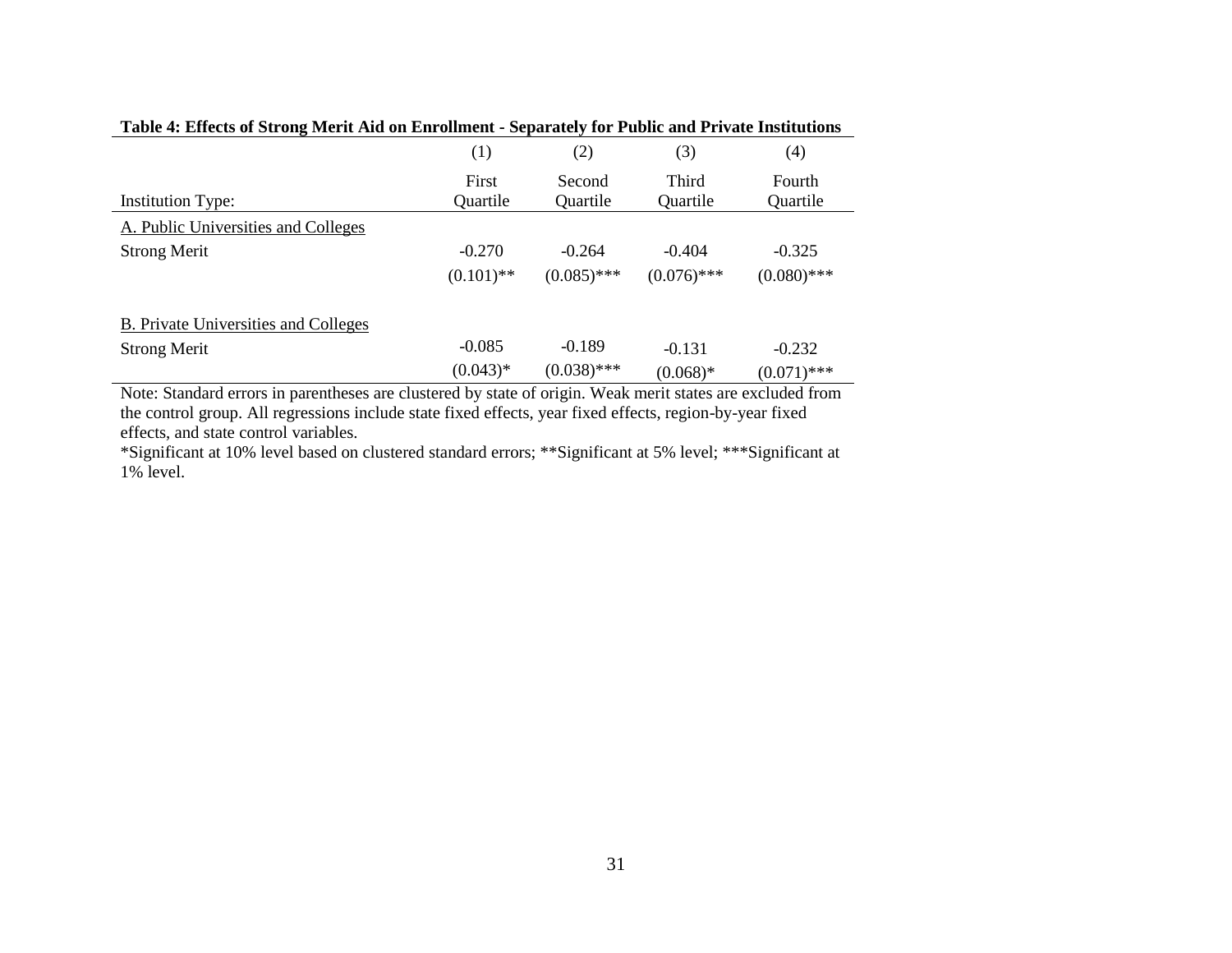**Table 4: Effects of Strong Merit Aid on Enrollment - Separately for Public and Private Institutions**

| | (1) | (2) | (3) | (4) |
|---|---|---|---|---|
| Institution Type: | First Quartile | Second Quartile | Third Quartile | Fourth Quartile |
| A. Public Universities and Colleges | | | | |
| Strong Merit | -0.270 | -0.264 | -0.404 | -0.325 |
| | (0.101)** | (0.085)*** | (0.076)*** | (0.080)*** |
| B. Private Universities and Colleges | | | | |
| Strong Merit | -0.085 | -0.189 | -0.131 | -0.232 |
| | (0.043)* | (0.038)*** | (0.068)* | (0.071)*** |

Note: Standard errors in parentheses are clustered by state of origin. Weak merit states are excluded from the control group. All regressions include state fixed effects, year fixed effects, region-by-year fixed effects, and state control variables.

*Significant at 10% level based on clustered standard errors; **Significant at 5% level; ***Significant at 1% level.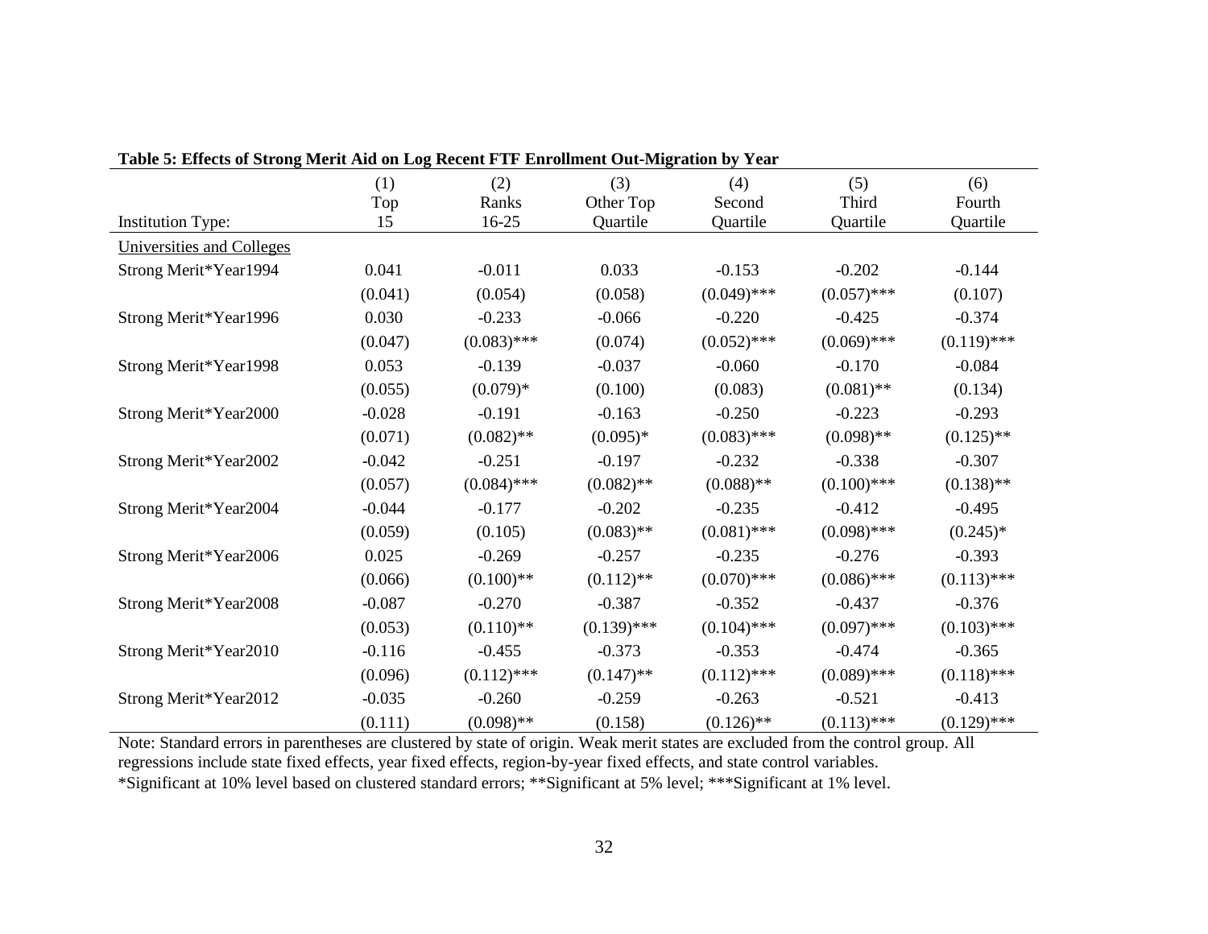**Table 5: Effects of Strong Merit Aid on Log Recent FTF Enrollment Out-Migration by Year**

| Institution Type: | (1) Top 15 | (2) Ranks 16-25 | (3) Other Top Quartile | (4) Second Quartile | (5) Third Quartile | (6) Fourth Quartile |
|---|---|---|---|---|---|---|
| Universities and Colleges | | | | | | |
| Strong Merit*Year1994 | 0.041 | -0.011 | 0.033 | -0.153 | -0.202 | -0.144 |
| | (0.041) | (0.054) | (0.058) | (0.049)*** | (0.057)*** | (0.107) |
| Strong Merit*Year1996 | 0.030 | -0.233 | -0.066 | -0.220 | -0.425 | -0.374 |
| | (0.047) | (0.083)*** | (0.074) | (0.052)*** | (0.069)*** | (0.119)*** |
| Strong Merit*Year1998 | 0.053 | -0.139 | -0.037 | -0.060 | -0.170 | -0.084 |
| | (0.055) | (0.079)* | (0.100) | (0.083) | (0.081)** | (0.134) |
| Strong Merit*Year2000 | -0.028 | -0.191 | -0.163 | -0.250 | -0.223 | -0.293 |
| | (0.071) | (0.082)** | (0.095)* | (0.083)*** | (0.098)** | (0.125)** |
| Strong Merit*Year2002 | -0.042 | -0.251 | -0.197 | -0.232 | -0.338 | -0.307 |
| | (0.057) | (0.084)*** | (0.082)** | (0.088)** | (0.100)*** | (0.138)** |
| Strong Merit*Year2004 | -0.044 | -0.177 | -0.202 | -0.235 | -0.412 | -0.495 |
| | (0.059) | (0.105) | (0.083)** | (0.081)*** | (0.098)*** | (0.245)* |
| Strong Merit*Year2006 | 0.025 | -0.269 | -0.257 | -0.235 | -0.276 | -0.393 |
| | (0.066) | (0.100)** | (0.112)** | (0.070)*** | (0.086)*** | (0.113)*** |
| Strong Merit*Year2008 | -0.087 | -0.270 | -0.387 | -0.352 | -0.437 | -0.376 |
| | (0.053) | (0.110)** | (0.139)*** | (0.104)*** | (0.097)*** | (0.103)*** |
| Strong Merit*Year2010 | -0.116 | -0.455 | -0.373 | -0.353 | -0.474 | -0.365 |
| | (0.096) | (0.112)*** | (0.147)** | (0.112)*** | (0.089)*** | (0.118)*** |
| Strong Merit*Year2012 | -0.035 | -0.260 | -0.259 | -0.263 | -0.521 | -0.413 |
| | (0.111) | (0.098)** | (0.158) | (0.126)** | (0.113)*** | (0.129)*** |

Note: Standard errors in parentheses are clustered by state of origin. Weak merit states are excluded from the control group. All regressions include state fixed effects, year fixed effects, region-by-year fixed effects, and state control variables.
*Significant at 10% level based on clustered standard errors; **Significant at 5% level; ***Significant at 1% level.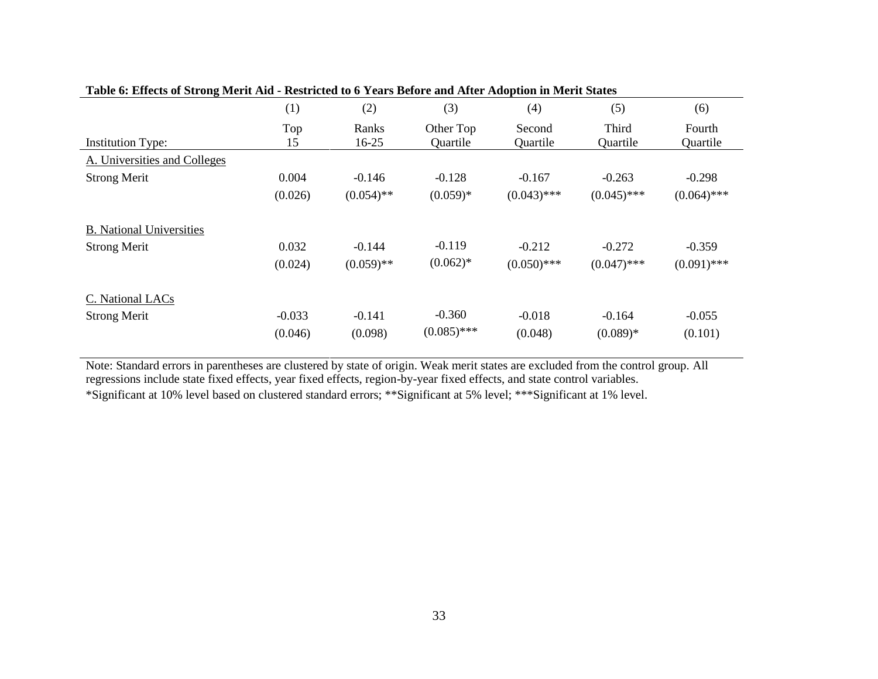**Table 6: Effects of Strong Merit Aid - Restricted to 6 Years Before and After Adoption in Merit States**

| | (1) | (2) | (3) | (4) | (5) | (6) |
|---|---|---|---|---|---|---|
| Institution Type: | Top 15 | Ranks 16-25 | Other Top Quartile | Second Quartile | Third Quartile | Fourth Quartile |
| A. Universities and Colleges | | | | | | |
| Strong Merit | 0.004 | -0.146 | -0.128 | -0.167 | -0.263 | -0.298 |
| | (0.026) | (0.054)** | (0.059)* | (0.043)*** | (0.045)*** | (0.064)*** |
| B. National Universities | | | | | | |
| Strong Merit | 0.032 | -0.144 | -0.119 | -0.212 | -0.272 | -0.359 |
| | (0.024) | (0.059)** | (0.062)* | (0.050)*** | (0.047)*** | (0.091)*** |
| C. National LACs | | | | | | |
| Strong Merit | -0.033 | -0.141 | -0.360 | -0.018 | -0.164 | -0.055 |
| | (0.046) | (0.098) | (0.085)*** | (0.048) | (0.089)* | (0.101) |

Note: Standard errors in parentheses are clustered by state of origin. Weak merit states are excluded from the control group. All regressions include state fixed effects, year fixed effects, region-by-year fixed effects, and state control variables.
*Significant at 10% level based on clustered standard errors; **Significant at 5% level; ***Significant at 1% level.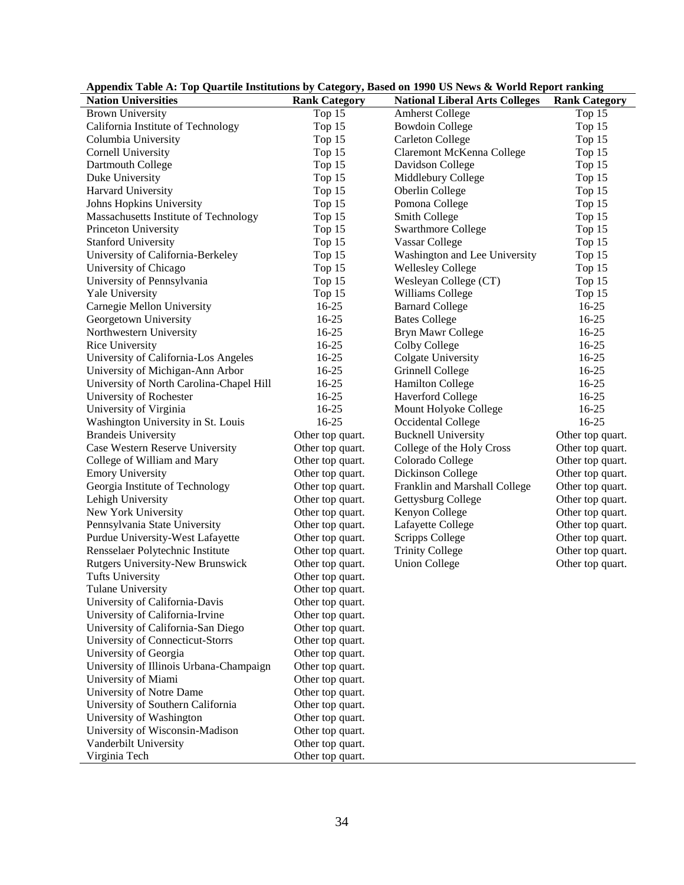**Appendix Table A: Top Quartile Institutions by Category, Based on 1990 US News & World Report ranking**

| Nation Universities | Rank Category | National Liberal Arts Colleges | Rank Category |
|---|---|---|---|
| Brown University | Top 15 | Amherst College | Top 15 |
| California Institute of Technology | Top 15 | Bowdoin College | Top 15 |
| Columbia University | Top 15 | Carleton College | Top 15 |
| Cornell University | Top 15 | Claremont McKenna College | Top 15 |
| Dartmouth College | Top 15 | Davidson College | Top 15 |
| Duke University | Top 15 | Middlebury College | Top 15 |
| Harvard University | Top 15 | Oberlin College | Top 15 |
| Johns Hopkins University | Top 15 | Pomona College | Top 15 |
| Massachusetts Institute of Technology | Top 15 | Smith College | Top 15 |
| Princeton University | Top 15 | Swarthmore College | Top 15 |
| Stanford University | Top 15 | Vassar College | Top 15 |
| University of California-Berkeley | Top 15 | Washington and Lee University | Top 15 |
| University of Chicago | Top 15 | Wellesley College | Top 15 |
| University of Pennsylvania | Top 15 | Wesleyan College (CT) | Top 15 |
| Yale University | Top 15 | Williams College | Top 15 |
| Carnegie Mellon University | 16-25 | Barnard College | 16-25 |
| Georgetown University | 16-25 | Bates College | 16-25 |
| Northwestern University | 16-25 | Bryn Mawr College | 16-25 |
| Rice University | 16-25 | Colby College | 16-25 |
| University of California-Los Angeles | 16-25 | Colgate University | 16-25 |
| University of Michigan-Ann Arbor | 16-25 | Grinnell College | 16-25 |
| University of North Carolina-Chapel Hill | 16-25 | Hamilton College | 16-25 |
| University of Rochester | 16-25 | Haverford College | 16-25 |
| University of Virginia | 16-25 | Mount Holyoke College | 16-25 |
| Washington University in St. Louis | 16-25 | Occidental College | 16-25 |
| Brandeis University | Other top quart. | Bucknell University | Other top quart. |
| Case Western Reserve University | Other top quart. | College of the Holy Cross | Other top quart. |
| College of William and Mary | Other top quart. | Colorado College | Other top quart. |
| Emory University | Other top quart. | Dickinson College | Other top quart. |
| Georgia Institute of Technology | Other top quart. | Franklin and Marshall College | Other top quart. |
| Lehigh University | Other top quart. | Gettysburg College | Other top quart. |
| New York University | Other top quart. | Kenyon College | Other top quart. |
| Pennsylvania State University | Other top quart. | Lafayette College | Other top quart. |
| Purdue University-West Lafayette | Other top quart. | Scripps College | Other top quart. |
| Rensselaer Polytechnic Institute | Other top quart. | Trinity College | Other top quart. |
| Rutgers University-New Brunswick | Other top quart. | Union College | Other top quart. |
| Tufts University | Other top quart. | | |
| Tulane University | Other top quart. | | |
| University of California-Davis | Other top quart. | | |
| University of California-Irvine | Other top quart. | | |
| University of California-San Diego | Other top quart. | | |
| University of Connecticut-Storrs | Other top quart. | | |
| University of Georgia | Other top quart. | | |
| University of Illinois Urbana-Champaign | Other top quart. | | |
| University of Miami | Other top quart. | | |
| University of Notre Dame | Other top quart. | | |
| University of Southern California | Other top quart. | | |
| University of Washington | Other top quart. | | |
| University of Wisconsin-Madison | Other top quart. | | |
| Vanderbilt University | Other top quart. | | |
| Virginia Tech | Other top quart. | | |